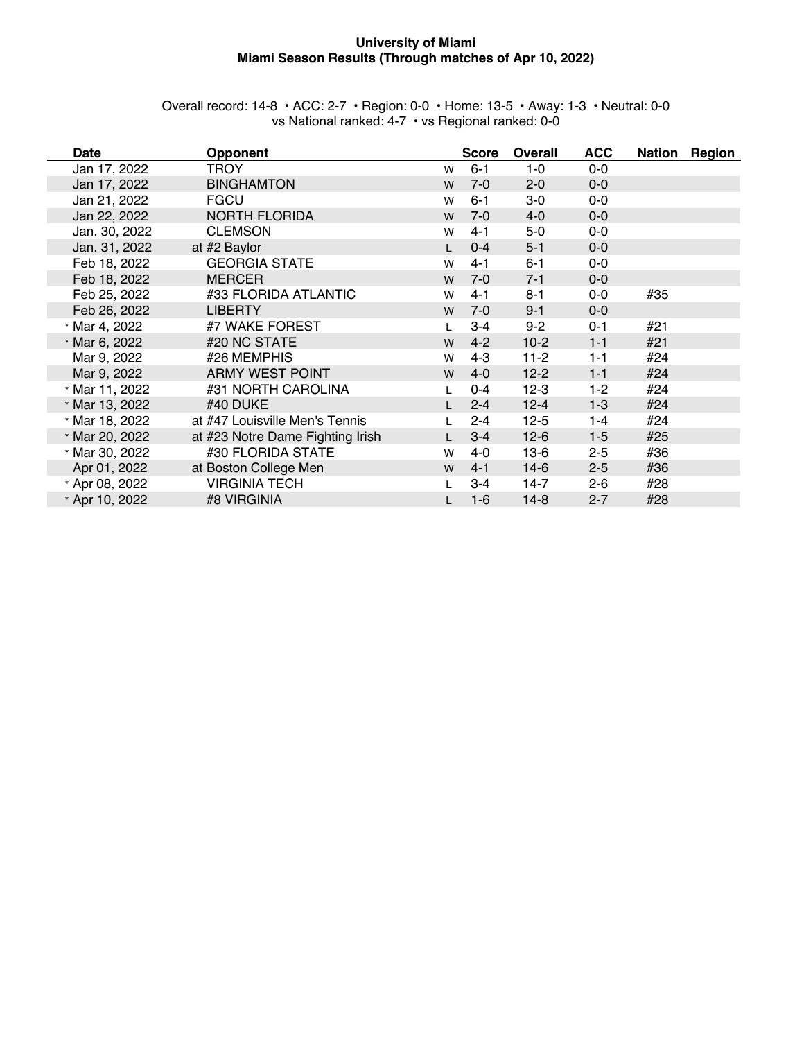**University of Miami**
**Miami Season Results (Through matches of Apr 10, 2022)**

Overall record: 14-8 • ACC: 2-7 • Region: 0-0 • Home: 13-5 • Away: 1-3 • Neutral: 0-0
vs National ranked: 4-7 • vs Regional ranked: 0-0

| Date | Opponent | | Score | Overall | ACC | Nation | Region |
|---|---|---|---|---|---|---|---|
| Jan 17, 2022 | TROY | W | 6-1 | 1-0 | 0-0 | | |
| Jan 17, 2022 | BINGHAMTON | W | 7-0 | 2-0 | 0-0 | | |
| Jan 21, 2022 | FGCU | W | 6-1 | 3-0 | 0-0 | | |
| Jan 22, 2022 | NORTH FLORIDA | W | 7-0 | 4-0 | 0-0 | | |
| Jan. 30, 2022 | CLEMSON | W | 4-1 | 5-0 | 0-0 | | |
| Jan. 31, 2022 | at #2 Baylor | L | 0-4 | 5-1 | 0-0 | | |
| Feb 18, 2022 | GEORGIA STATE | W | 4-1 | 6-1 | 0-0 | | |
| Feb 18, 2022 | MERCER | W | 7-0 | 7-1 | 0-0 | | |
| Feb 25, 2022 | #33 FLORIDA ATLANTIC | W | 4-1 | 8-1 | 0-0 | #35 | |
| Feb 26, 2022 | LIBERTY | W | 7-0 | 9-1 | 0-0 | | |
| * Mar 4, 2022 | #7 WAKE FOREST | L | 3-4 | 9-2 | 0-1 | #21 | |
| * Mar 6, 2022 | #20 NC STATE | W | 4-2 | 10-2 | 1-1 | #21 | |
| Mar 9, 2022 | #26 MEMPHIS | W | 4-3 | 11-2 | 1-1 | #24 | |
| Mar 9, 2022 | ARMY WEST POINT | W | 4-0 | 12-2 | 1-1 | #24 | |
| * Mar 11, 2022 | #31 NORTH CAROLINA | L | 0-4 | 12-3 | 1-2 | #24 | |
| * Mar 13, 2022 | #40 DUKE | L | 2-4 | 12-4 | 1-3 | #24 | |
| * Mar 18, 2022 | at #47 Louisville Men's Tennis | L | 2-4 | 12-5 | 1-4 | #24 | |
| * Mar 20, 2022 | at #23 Notre Dame Fighting Irish | L | 3-4 | 12-6 | 1-5 | #25 | |
| * Mar 30, 2022 | #30 FLORIDA STATE | W | 4-0 | 13-6 | 2-5 | #36 | |
| Apr 01, 2022 | at Boston College Men | W | 4-1 | 14-6 | 2-5 | #36 | |
| * Apr 08, 2022 | VIRGINIA TECH | L | 3-4 | 14-7 | 2-6 | #28 | |
| * Apr 10, 2022 | #8 VIRGINIA | L | 1-6 | 14-8 | 2-7 | #28 | |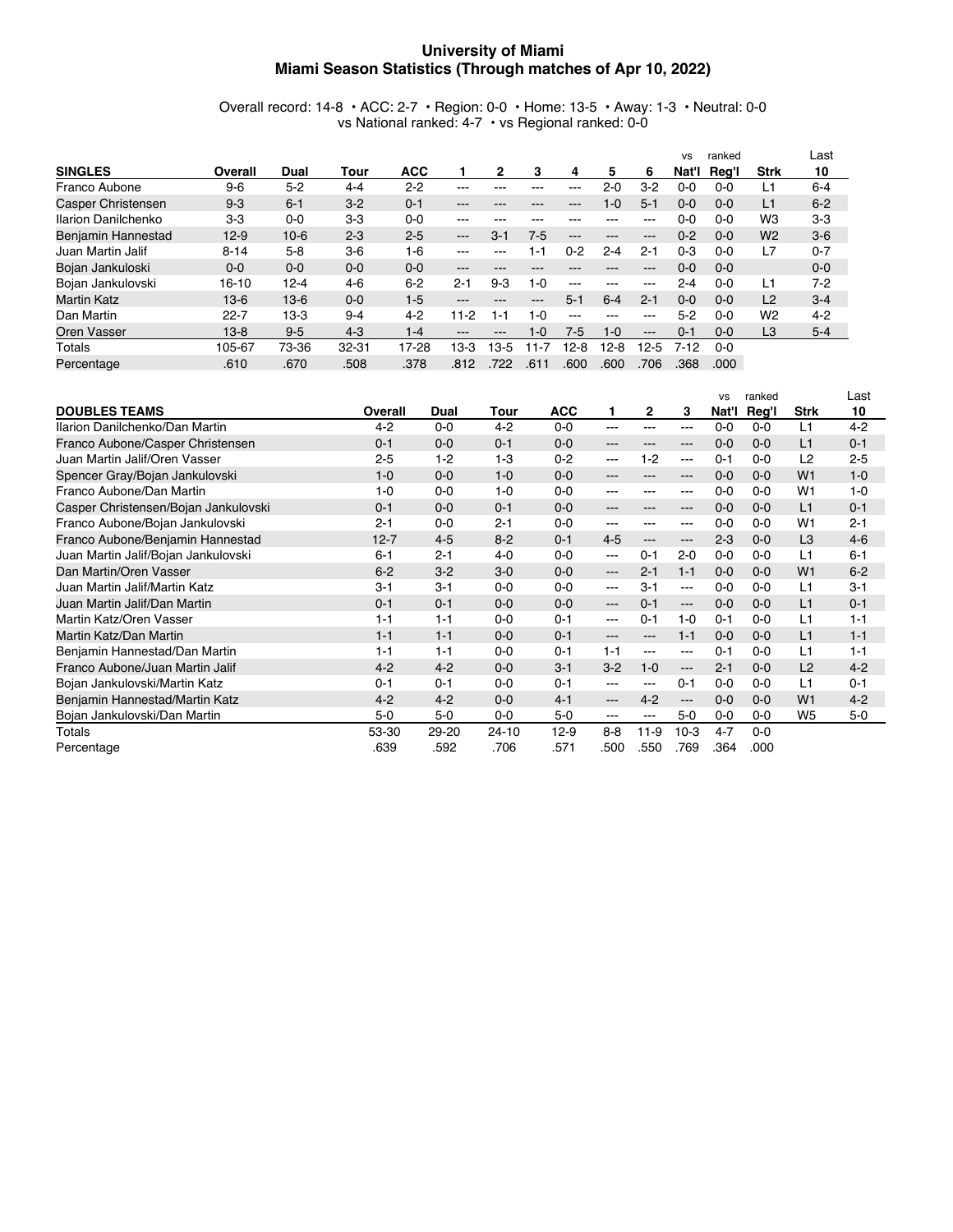# University of Miami
## Miami Season Statistics (Through matches of Apr 10, 2022)

Overall record: 14-8 • ACC: 2-7 • Region: 0-0 • Home: 13-5 • Away: 1-3 • Neutral: 0-0
vs National ranked: 4-7 • vs Regional ranked: 0-0

| SINGLES | Overall | Dual | Tour | ACC | 1 | 2 | 3 | 4 | 5 | 6 | vs Nat'l | ranked Reg'l | Strk | Last 10 |
|---|---|---|---|---|---|---|---|---|---|---|---|---|---|---|
| Franco Aubone | 9-6 | 5-2 | 4-4 | 2-2 | --- | --- | --- | --- | 2-0 | 3-2 | 0-0 | 0-0 | L1 | 6-4 |
| Casper Christensen | 9-3 | 6-1 | 3-2 | 0-1 | --- | --- | --- | --- | 1-0 | 5-1 | 0-0 | 0-0 | L1 | 6-2 |
| Ilarion Danilchenko | 3-3 | 0-0 | 3-3 | 0-0 | --- | --- | --- | --- | --- | --- | 0-0 | 0-0 | W3 | 3-3 |
| Benjamin Hannestad | 12-9 | 10-6 | 2-3 | 2-5 | --- | 3-1 | 7-5 | --- | --- | --- | 0-2 | 0-0 | W2 | 3-6 |
| Juan Martin Jalif | 8-14 | 5-8 | 3-6 | 1-6 | --- | --- | 1-1 | 0-2 | 2-4 | 2-1 | 0-3 | 0-0 | L7 | 0-7 |
| Bojan Jankuloski | 0-0 | 0-0 | 0-0 | 0-0 | --- | --- | --- | --- | --- | --- | 0-0 | 0-0 | | 0-0 |
| Bojan Jankulovski | 16-10 | 12-4 | 4-6 | 6-2 | 2-1 | 9-3 | 1-0 | --- | --- | --- | 2-4 | 0-0 | L1 | 7-2 |
| Martin Katz | 13-6 | 13-6 | 0-0 | 1-5 | --- | --- | --- | 5-1 | 6-4 | 2-1 | 0-0 | 0-0 | L2 | 3-4 |
| Dan Martin | 22-7 | 13-3 | 9-4 | 4-2 | 11-2 | 1-1 | 1-0 | --- | --- | --- | 5-2 | 0-0 | W2 | 4-2 |
| Oren Vasser | 13-8 | 9-5 | 4-3 | 1-4 | --- | --- | 1-0 | 7-5 | 1-0 | --- | 0-1 | 0-0 | L3 | 5-4 |
| Totals | 105-67 | 73-36 | 32-31 | 17-28 | 13-3 | 13-5 | 11-7 | 12-8 | 12-8 | 12-5 | 7-12 | 0-0 | | |
| Percentage | .610 | .670 | .508 | .378 | .812 | .722 | .611 | .600 | .600 | .706 | .368 | .000 | | |

| DOUBLES TEAMS | Overall | Dual | Tour | ACC | 1 | 2 | 3 | vs Nat'l | ranked Reg'l | Strk | Last 10 |
|---|---|---|---|---|---|---|---|---|---|---|---|
| Ilarion Danilchenko/Dan Martin | 4-2 | 0-0 | 4-2 | 0-0 | --- | --- | --- | 0-0 | 0-0 | L1 | 4-2 |
| Franco Aubone/Casper Christensen | 0-1 | 0-0 | 0-1 | 0-0 | --- | --- | --- | 0-0 | 0-0 | L1 | 0-1 |
| Juan Martin Jalif/Oren Vasser | 2-5 | 1-2 | 1-3 | 0-2 | --- | 1-2 | --- | 0-1 | 0-0 | L2 | 2-5 |
| Spencer Gray/Bojan Jankulovski | 1-0 | 0-0 | 1-0 | 0-0 | --- | --- | --- | 0-0 | 0-0 | W1 | 1-0 |
| Franco Aubone/Dan Martin | 1-0 | 0-0 | 1-0 | 0-0 | --- | --- | --- | 0-0 | 0-0 | W1 | 1-0 |
| Casper Christensen/Bojan Jankulovski | 0-1 | 0-0 | 0-1 | 0-0 | --- | --- | --- | 0-0 | 0-0 | L1 | 0-1 |
| Franco Aubone/Bojan Jankulovski | 2-1 | 0-0 | 2-1 | 0-0 | --- | --- | --- | 0-0 | 0-0 | W1 | 2-1 |
| Franco Aubone/Benjamin Hannestad | 12-7 | 4-5 | 8-2 | 0-1 | 4-5 | --- | --- | 2-3 | 0-0 | L3 | 4-6 |
| Juan Martin Jalif/Bojan Jankulovski | 6-1 | 2-1 | 4-0 | 0-0 | --- | 0-1 | 2-0 | 0-0 | 0-0 | L1 | 6-1 |
| Dan Martin/Oren Vasser | 6-2 | 3-2 | 3-0 | 0-0 | --- | 2-1 | 1-1 | 0-0 | 0-0 | W1 | 6-2 |
| Juan Martin Jalif/Martin Katz | 3-1 | 3-1 | 0-0 | 0-0 | --- | 3-1 | --- | 0-0 | 0-0 | L1 | 3-1 |
| Juan Martin Jalif/Dan Martin | 0-1 | 0-1 | 0-0 | 0-0 | --- | 0-1 | --- | 0-0 | 0-0 | L1 | 0-1 |
| Martin Katz/Oren Vasser | 1-1 | 1-1 | 0-0 | 0-1 | --- | 0-1 | 1-0 | 0-1 | 0-0 | L1 | 1-1 |
| Martin Katz/Dan Martin | 1-1 | 1-1 | 0-0 | 0-1 | --- | --- | 1-1 | 0-0 | 0-0 | L1 | 1-1 |
| Benjamin Hannestad/Dan Martin | 1-1 | 1-1 | 0-0 | 0-1 | 1-1 | --- | --- | 0-1 | 0-0 | L1 | 1-1 |
| Franco Aubone/Juan Martin Jalif | 4-2 | 4-2 | 0-0 | 3-1 | 3-2 | 1-0 | --- | 2-1 | 0-0 | L2 | 4-2 |
| Bojan Jankulovski/Martin Katz | 0-1 | 0-1 | 0-0 | 0-1 | --- | --- | 0-1 | 0-0 | 0-0 | L1 | 0-1 |
| Benjamin Hannestad/Martin Katz | 4-2 | 4-2 | 0-0 | 4-1 | --- | 4-2 | --- | 0-0 | 0-0 | W1 | 4-2 |
| Bojan Jankulovski/Dan Martin | 5-0 | 5-0 | 0-0 | 5-0 | --- | --- | 5-0 | 0-0 | 0-0 | W5 | 5-0 |
| Totals | 53-30 | 29-20 | 24-10 | 12-9 | 8-8 | 11-9 | 10-3 | 4-7 | 0-0 | | |
| Percentage | .639 | .592 | .706 | .571 | .500 | .550 | .769 | .364 | .000 | | |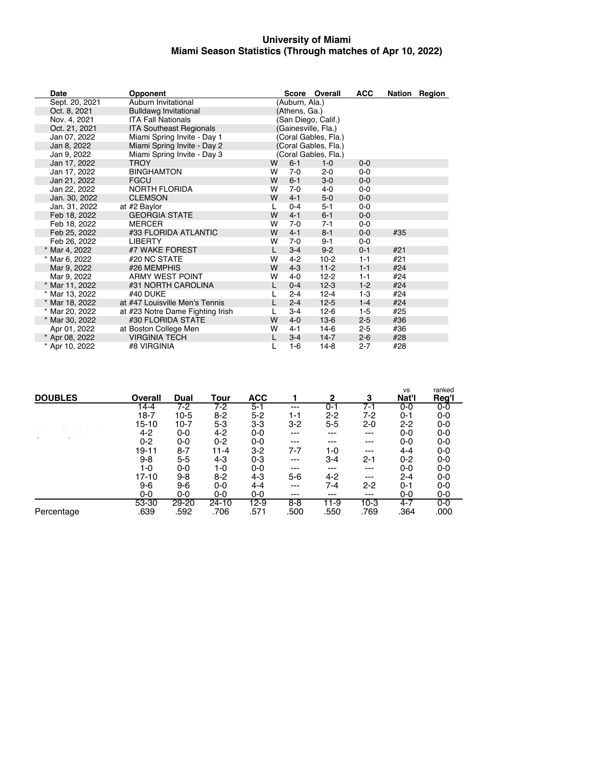## University of Miami
## Miami Season Statistics (Through matches of Apr 10, 2022)

| Date | Opponent | | Score | Overall | ACC | Nation | Region |
|---|---|---|---|---|---|---|---|
| Sept. 20, 2021 | Auburn Invitational | | (Auburn, Ala.) | | | | |
| Oct. 8, 2021 | Bulldawg Invitational | | (Athens, Ga.) | | | | |
| Nov. 4, 2021 | ITA Fall Nationals | | (San Diego, Calif.) | | | | |
| Oct. 21, 2021 | ITA Southeast Regionals | | (Gainesville, Fla.) | | | | |
| Jan 07, 2022 | Miami Spring Invite - Day 1 | | (Coral Gables, Fla.) | | | | |
| Jan 8, 2022 | Miami Spring Invite - Day 2 | | (Coral Gables, Fla.) | | | | |
| Jan 9, 2022 | Miami Spring Invite - Day 3 | | (Coral Gables, Fla.) | | | | |
| Jan 17, 2022 | TROY | W | 6-1 | 1-0 | 0-0 | | |
| Jan 17, 2022 | BINGHAMTON | W | 7-0 | 2-0 | 0-0 | | |
| Jan 21, 2022 | FGCU | W | 6-1 | 3-0 | 0-0 | | |
| Jan 22, 2022 | NORTH FLORIDA | W | 7-0 | 4-0 | 0-0 | | |
| Jan. 30, 2022 | CLEMSON | W | 4-1 | 5-0 | 0-0 | | |
| Jan. 31, 2022 | at #2 Baylor | L | 0-4 | 5-1 | 0-0 | | |
| Feb 18, 2022 | GEORGIA STATE | W | 4-1 | 6-1 | 0-0 | | |
| Feb 18, 2022 | MERCER | W | 7-0 | 7-1 | 0-0 | | |
| Feb 25, 2022 | #33 FLORIDA ATLANTIC | W | 4-1 | 8-1 | 0-0 | #35 | |
| Feb 26, 2022 | LIBERTY | W | 7-0 | 9-1 | 0-0 | | |
| * Mar 4, 2022 | #7 WAKE FOREST | L | 3-4 | 9-2 | 0-1 | #21 | |
| * Mar 6, 2022 | #20 NC STATE | W | 4-2 | 10-2 | 1-1 | #21 | |
| Mar 9, 2022 | #26 MEMPHIS | W | 4-3 | 11-2 | 1-1 | #24 | |
| Mar 9, 2022 | ARMY WEST POINT | W | 4-0 | 12-2 | 1-1 | #24 | |
| * Mar 11, 2022 | #31 NORTH CAROLINA | L | 0-4 | 12-3 | 1-2 | #24 | |
| * Mar 13, 2022 | #40 DUKE | L | 2-4 | 12-4 | 1-3 | #24 | |
| * Mar 18, 2022 | at #47 Louisville Men's Tennis | L | 2-4 | 12-5 | 1-4 | #24 | |
| * Mar 20, 2022 | at #23 Notre Dame Fighting Irish | L | 3-4 | 12-6 | 1-5 | #25 | |
| * Mar 30, 2022 | #30 FLORIDA STATE | W | 4-0 | 13-6 | 2-5 | #36 | |
| Apr 01, 2022 | at Boston College Men | W | 4-1 | 14-6 | 2-5 | #36 | |
| * Apr 08, 2022 | VIRGINIA TECH | L | 3-4 | 14-7 | 2-6 | #28 | |
| * Apr 10, 2022 | #8 VIRGINIA | L | 1-6 | 14-8 | 2-7 | #28 | |

| DOUBLES | Overall | Dual | Tour | ACC | 1 | 2 | 3 | vs Nat'l | ranked Reg'l |
|---|---|---|---|---|---|---|---|---|---|
| | 14-4 | 7-2 | 7-2 | 5-1 | --- | 0-1 | 7-1 | 0-0 | 0-0 |
| | 18-7 | 10-5 | 8-2 | 5-2 | 1-1 | 2-2 | 7-2 | 0-1 | 0-0 |
| | 15-10 | 10-7 | 5-3 | 3-3 | 3-2 | 5-5 | 2-0 | 2-2 | 0-0 |
| | 4-2 | 0-0 | 4-2 | 0-0 | --- | --- | --- | 0-0 | 0-0 |
| | 0-2 | 0-0 | 0-2 | 0-0 | --- | --- | --- | 0-0 | 0-0 |
| | 19-11 | 8-7 | 11-4 | 3-2 | 7-7 | 1-0 | --- | 4-4 | 0-0 |
| | 9-8 | 5-5 | 4-3 | 0-3 | --- | 3-4 | 2-1 | 0-2 | 0-0 |
| | 1-0 | 0-0 | 1-0 | 0-0 | --- | --- | --- | 0-0 | 0-0 |
| | 17-10 | 9-8 | 8-2 | 4-3 | 5-6 | 4-2 | --- | 2-4 | 0-0 |
| | 9-6 | 9-6 | 0-0 | 4-4 | --- | 7-4 | 2-2 | 0-1 | 0-0 |
| | 0-0 | 0-0 | 0-0 | 0-0 | --- | --- | --- | 0-0 | 0-0 |
| | 53-30 | 29-20 | 24-10 | 12-9 | 8-8 | 11-9 | 10-3 | 4-7 | 0-0 |
| Percentage | .639 | .592 | .706 | .571 | .500 | .550 | .769 | .364 | .000 |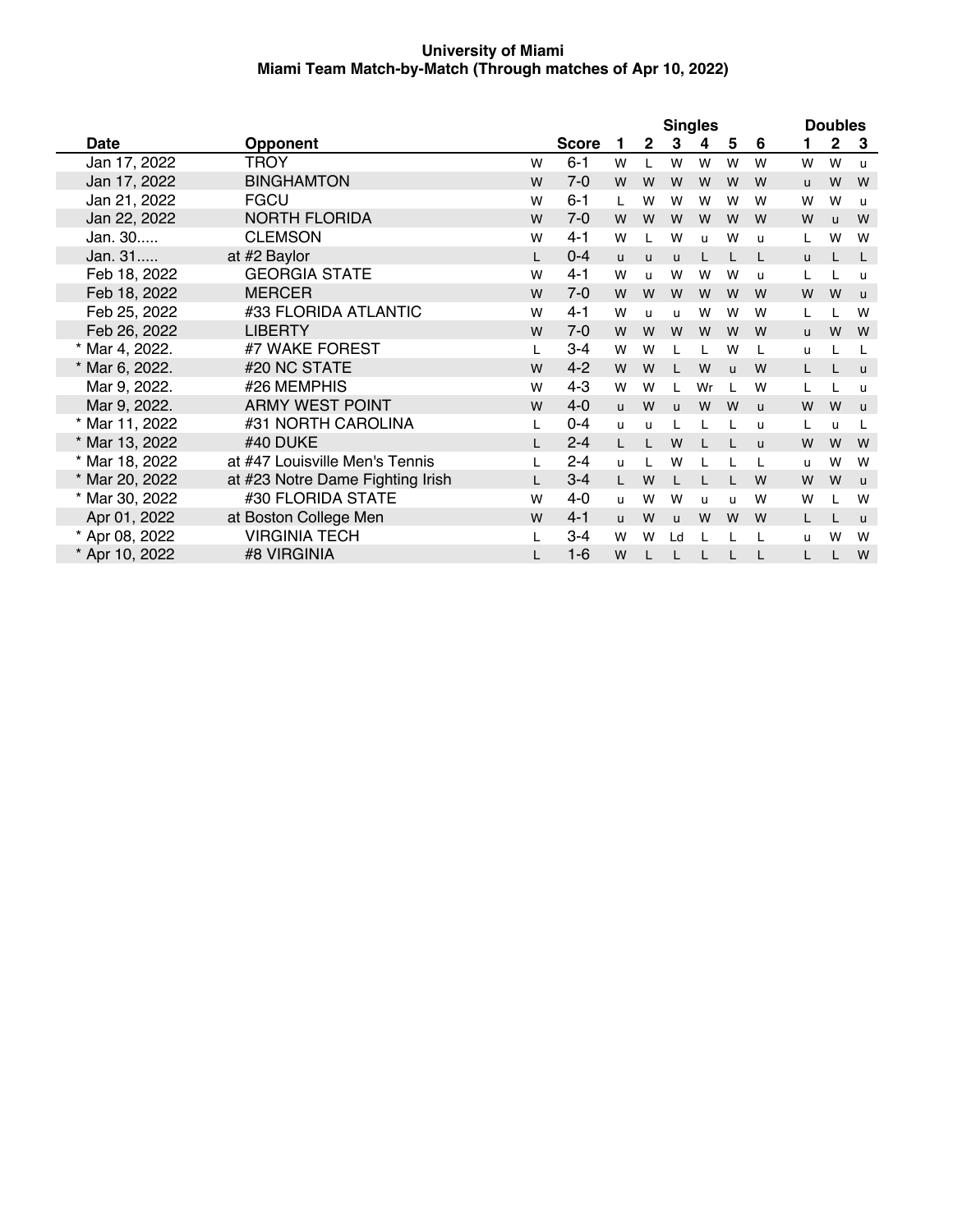**University of Miami**
**Miami Team Match-by-Match (Through matches of Apr 10, 2022)**

| Date | Opponent | | Score | Singles 1 | 2 | 3 | 4 | 5 | 6 | Doubles 1 | 2 | 3 |
|---|---|---|---|---|---|---|---|---|---|---|---|---|
| Jan 17, 2022 | TROY | W | 6-1 | W | L | W | W | W | W | W | W | u |
| Jan 17, 2022 | BINGHAMTON | W | 7-0 | W | W | W | W | W | W | u | W | W |
| Jan 21, 2022 | FGCU | W | 6-1 | L | W | W | W | W | W | W | W | u |
| Jan 22, 2022 | NORTH FLORIDA | W | 7-0 | W | W | W | W | W | W | W | u | W |
| Jan. 30..... | CLEMSON | W | 4-1 | W | L | W | u | W | u | L | W | W |
| Jan. 31..... | at #2 Baylor | L | 0-4 | u | u | u | L | L | L | u | L | L |
| Feb 18, 2022 | GEORGIA STATE | W | 4-1 | W | u | W | W | W | u | L | L | u |
| Feb 18, 2022 | MERCER | W | 7-0 | W | W | W | W | W | W | W | W | u |
| Feb 25, 2022 | #33 FLORIDA ATLANTIC | W | 4-1 | W | u | u | W | W | W | L | L | W |
| Feb 26, 2022 | LIBERTY | W | 7-0 | W | W | W | W | W | W | u | W | W |
| * Mar 4, 2022. | #7 WAKE FOREST | L | 3-4 | W | W | L | L | W | L | u | L | L |
| * Mar 6, 2022. | #20 NC STATE | W | 4-2 | W | W | L | W | u | W | L | L | u |
| Mar 9, 2022. | #26 MEMPHIS | W | 4-3 | W | W | L | Wr | L | W | L | L | u |
| Mar 9, 2022. | ARMY WEST POINT | W | 4-0 | u | W | u | W | W | u | W | W | u |
| * Mar 11, 2022 | #31 NORTH CAROLINA | L | 0-4 | u | u | L | L | L | u | L | u | L |
| * Mar 13, 2022 | #40 DUKE | L | 2-4 | L | L | W | L | L | u | W | W | W |
| * Mar 18, 2022 | at #47 Louisville Men's Tennis | L | 2-4 | u | L | W | L | L | L | u | W | W |
| * Mar 20, 2022 | at #23 Notre Dame Fighting Irish | L | 3-4 | L | W | L | L | L | W | W | W | u |
| * Mar 30, 2022 | #30 FLORIDA STATE | W | 4-0 | u | W | W | u | u | W | W | L | W |
| Apr 01, 2022 | at Boston College Men | W | 4-1 | u | W | u | W | W | W | L | L | u |
| * Apr 08, 2022 | VIRGINIA TECH | L | 3-4 | W | W | Ld | L | L | L | u | W | W |
| * Apr 10, 2022 | #8 VIRGINIA | L | 1-6 | W | L | L | L | L | L | L | L | W |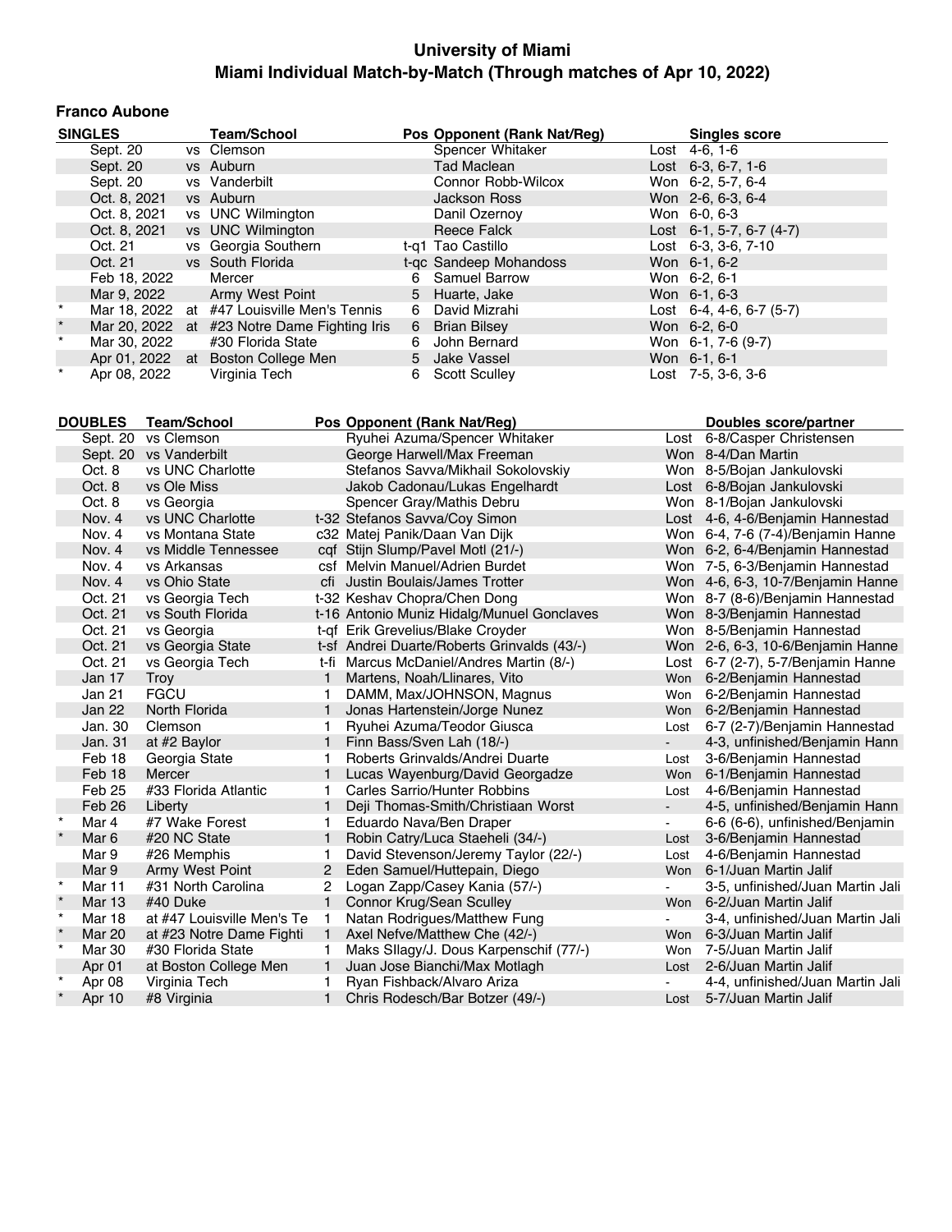# University of Miami
## Miami Individual Match-by-Match (Through matches of Apr 10, 2022)

### Franco Aubone

| | SINGLES | | Team/School | Pos | Opponent (Rank Nat/Reg) | | Singles score |
|---|---|---|---|---|---|---|---|
| | Sept. 20 | vs | Clemson | | Spencer Whitaker | Lost | 4-6, 1-6 |
| | Sept. 20 | vs | Auburn | | Tad Maclean | Lost | 6-3, 6-7, 1-6 |
| | Sept. 20 | vs | Vanderbilt | | Connor Robb-Wilcox | Won | 6-2, 5-7, 6-4 |
| | Oct. 8, 2021 | vs | Auburn | | Jackson Ross | Won | 2-6, 6-3, 6-4 |
| | Oct. 8, 2021 | vs | UNC Wilmington | | Danil Ozernoy | Won | 6-0, 6-3 |
| | Oct. 8, 2021 | vs | UNC Wilmington | | Reece Falck | Lost | 6-1, 5-7, 6-7 (4-7) |
| | Oct. 21 | vs | Georgia Southern | t-q1 | Tao Castillo | Lost | 6-3, 3-6, 7-10 |
| | Oct. 21 | vs | South Florida | t-qc | Sandeep Mohandoss | Won | 6-1, 6-2 |
| | Feb 18, 2022 | | Mercer | 6 | Samuel Barrow | Won | 6-2, 6-1 |
| | Mar 9, 2022 | | Army West Point | 5 | Huarte, Jake | Won | 6-1, 6-3 |
| * | Mar 18, 2022 | at | #47 Louisville Men's Tennis | 6 | David Mizrahi | Lost | 6-4, 4-6, 6-7 (5-7) |
| * | Mar 20, 2022 | at | #23 Notre Dame Fighting Iris | 6 | Brian Bilsey | Won | 6-2, 6-0 |
| * | Mar 30, 2022 | | #30 Florida State | 6 | John Bernard | Won | 6-1, 7-6 (9-7) |
| | Apr 01, 2022 | at | Boston College Men | 5 | Jake Vassel | Won | 6-1, 6-1 |
| * | Apr 08, 2022 | | Virginia Tech | 6 | Scott Sculley | Lost | 7-5, 3-6, 3-6 |

| | DOUBLES | Team/School | Pos | Opponent (Rank Nat/Reg) | | Doubles score/partner |
|---|---|---|---|---|---|---|
| | Sept. 20 | vs Clemson | | Ryuhei Azuma/Spencer Whitaker | Lost | 6-8/Casper Christensen |
| | Sept. 20 | vs Vanderbilt | | George Harwell/Max Freeman | Won | 8-4/Dan Martin |
| | Oct. 8 | vs UNC Charlotte | | Stefanos Savva/Mikhail Sokolovskiy | Won | 8-5/Bojan Jankulovski |
| | Oct. 8 | vs Ole Miss | | Jakob Cadonau/Lukas Engelhardt | Lost | 6-8/Bojan Jankulovski |
| | Oct. 8 | vs Georgia | | Spencer Gray/Mathis Debru | Won | 8-1/Bojan Jankulovski |
| | Nov. 4 | vs UNC Charlotte | t-32 | Stefanos Savva/Coy Simon | Lost | 4-6, 4-6/Benjamin Hannestad |
| | Nov. 4 | vs Montana State | c32 | Matej Panik/Daan Van Dijk | Won | 6-4, 7-6 (7-4)/Benjamin Hanne |
| | Nov. 4 | vs Middle Tennessee | cqf | Stijn Slump/Pavel Motl (21/-) | Won | 6-2, 6-4/Benjamin Hannestad |
| | Nov. 4 | vs Arkansas | csf | Melvin Manuel/Adrien Burdet | Won | 7-5, 6-3/Benjamin Hannestad |
| | Nov. 4 | vs Ohio State | cfi | Justin Boulais/James Trotter | Won | 4-6, 6-3, 10-7/Benjamin Hanne |
| | Oct. 21 | vs Georgia Tech | t-32 | Keshav Chopra/Chen Dong | Won | 8-7 (8-6)/Benjamin Hannestad |
| | Oct. 21 | vs South Florida | t-16 | Antonio Muniz Hidalg/Munuel Gonclaves | Won | 8-3/Benjamin Hannestad |
| | Oct. 21 | vs Georgia | t-qf | Erik Grevelius/Blake Croyder | Won | 8-5/Benjamin Hannestad |
| | Oct. 21 | vs Georgia State | t-sf | Andrei Duarte/Roberts Grinvalds (43/-) | Won | 2-6, 6-3, 10-6/Benjamin Hanne |
| | Oct. 21 | vs Georgia Tech | t-fi | Marcus McDaniel/Andres Martin (8/-) | Lost | 6-7 (2-7), 5-7/Benjamin Hanne |
| | Jan 17 | Troy | 1 | Martens, Noah/Llinares, Vito | Won | 6-2/Benjamin Hannestad |
| | Jan 21 | FGCU | 1 | DAMM, Max/JOHNSON, Magnus | Won | 6-2/Benjamin Hannestad |
| | Jan 22 | North Florida | 1 | Jonas Hartenstein/Jorge Nunez | Won | 6-2/Benjamin Hannestad |
| | Jan. 30 | Clemson | 1 | Ryuhei Azuma/Teodor Giusca | Lost | 6-7 (2-7)/Benjamin Hannestad |
| | Jan. 31 | at #2 Baylor | 1 | Finn Bass/Sven Lah (18/-) | - | 4-3, unfinished/Benjamin Hann |
| | Feb 18 | Georgia State | 1 | Roberts Grinvalds/Andrei Duarte | Lost | 3-6/Benjamin Hannestad |
| | Feb 18 | Mercer | 1 | Lucas Wayenburg/David Georgadze | Won | 6-1/Benjamin Hannestad |
| | Feb 25 | #33 Florida Atlantic | 1 | Carles Sarrio/Hunter Robbins | Lost | 4-6/Benjamin Hannestad |
| | Feb 26 | Liberty | 1 | Deji Thomas-Smith/Christiaan Worst | - | 4-5, unfinished/Benjamin Hann |
| * | Mar 4 | #7 Wake Forest | 1 | Eduardo Nava/Ben Draper | - | 6-6 (6-6), unfinished/Benjamin |
| * | Mar 6 | #20 NC State | 1 | Robin Catry/Luca Staeheli (34/-) | Lost | 3-6/Benjamin Hannestad |
| | Mar 9 | #26 Memphis | 1 | David Stevenson/Jeremy Taylor (22/-) | Lost | 4-6/Benjamin Hannestad |
| | Mar 9 | Army West Point | 2 | Eden Samuel/Huttepain, Diego | Won | 6-1/Juan Martin Jalif |
| * | Mar 11 | #31 North Carolina | 2 | Logan Zapp/Casey Kania (57/-) | - | 3-5, unfinished/Juan Martin Jali |
| * | Mar 13 | #40 Duke | 1 | Connor Krug/Sean Sculley | Won | 6-2/Juan Martin Jalif |
| * | Mar 18 | at #47 Louisville Men's Te | 1 | Natan Rodrigues/Matthew Fung | - | 3-4, unfinished/Juan Martin Jali |
| * | Mar 20 | at #23 Notre Dame Fighti | 1 | Axel Nefve/Matthew Che (42/-) | Won | 6-3/Juan Martin Jalif |
| * | Mar 30 | #30 Florida State | 1 | Maks Sllagy/J. Dous Karpenschif (77/-) | Won | 7-5/Juan Martin Jalif |
| | Apr 01 | at Boston College Men | 1 | Juan Jose Bianchi/Max Motlagh | Lost | 2-6/Juan Martin Jalif |
| * | Apr 08 | Virginia Tech | 1 | Ryan Fishback/Alvaro Ariza | - | 4-4, unfinished/Juan Martin Jali |
| * | Apr 10 | #8 Virginia | 1 | Chris Rodesch/Bar Botzer (49/-) | Lost | 5-7/Juan Martin Jalif |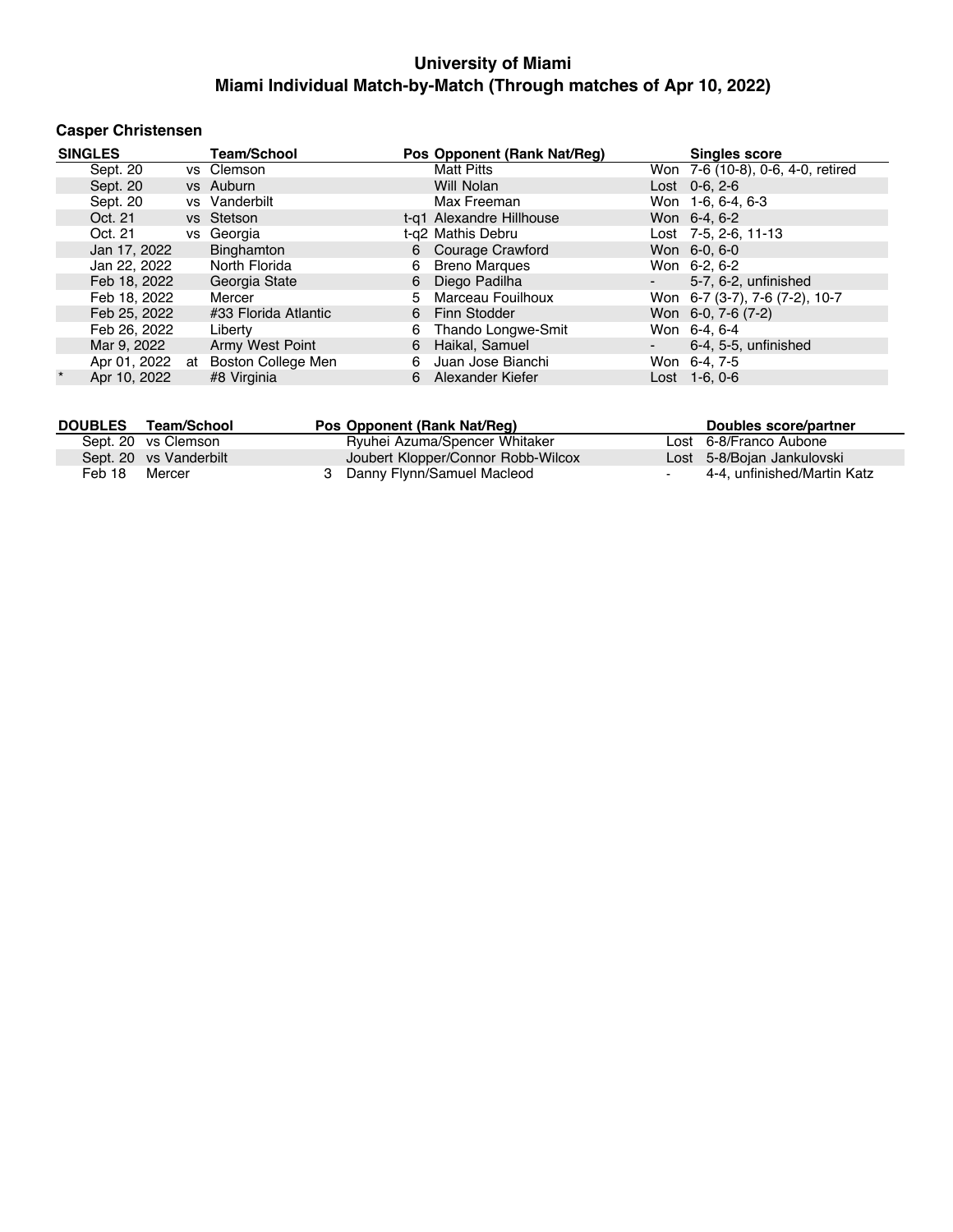# University of Miami

## Miami Individual Match-by-Match (Through matches of Apr 10, 2022)

### Casper Christensen

| SINGLES | | Team/School | Pos | Opponent (Rank Nat/Reg) | | Singles score |
|---|---|---|---|---|---|---|
| | Sept. 20 | vs Clemson | | Matt Pitts | Won | 7-6 (10-8), 0-6, 4-0, retired |
| | Sept. 20 | vs Auburn | | Will Nolan | Lost | 0-6, 2-6 |
| | Sept. 20 | vs Vanderbilt | | Max Freeman | Won | 1-6, 6-4, 6-3 |
| | Oct. 21 | vs Stetson | t-q1 | Alexandre Hillhouse | Won | 6-4, 6-2 |
| | Oct. 21 | vs Georgia | t-q2 | Mathis Debru | Lost | 7-5, 2-6, 11-13 |
| | Jan 17, 2022 | Binghamton | 6 | Courage Crawford | Won | 6-0, 6-0 |
| | Jan 22, 2022 | North Florida | 6 | Breno Marques | Won | 6-2, 6-2 |
| | Feb 18, 2022 | Georgia State | 6 | Diego Padilha | - | 5-7, 6-2, unfinished |
| | Feb 18, 2022 | Mercer | 5 | Marceau Fouilhoux | Won | 6-7 (3-7), 7-6 (7-2), 10-7 |
| | Feb 25, 2022 | #33 Florida Atlantic | 6 | Finn Stodder | Won | 6-0, 7-6 (7-2) |
| | Feb 26, 2022 | Liberty | 6 | Thando Longwe-Smit | Won | 6-4, 6-4 |
| | Mar 9, 2022 | Army West Point | 6 | Haikal, Samuel | - | 6-4, 5-5, unfinished |
| | Apr 01, 2022 | at Boston College Men | 6 | Juan Jose Bianchi | Won | 6-4, 7-5 |
| * | Apr 10, 2022 | #8 Virginia | 6 | Alexander Kiefer | Lost | 1-6, 0-6 |

| DOUBLES | Team/School | Pos | Opponent (Rank Nat/Reg) | | Doubles score/partner |
|---|---|---|---|---|---|
| Sept. 20 | vs Clemson | | Ryuhei Azuma/Spencer Whitaker | Lost | 6-8/Franco Aubone |
| Sept. 20 | vs Vanderbilt | | Joubert Klopper/Connor Robb-Wilcox | Lost | 5-8/Bojan Jankulovski |
| Feb 18 | Mercer | 3 | Danny Flynn/Samuel Macleod | - | 4-4, unfinished/Martin Katz |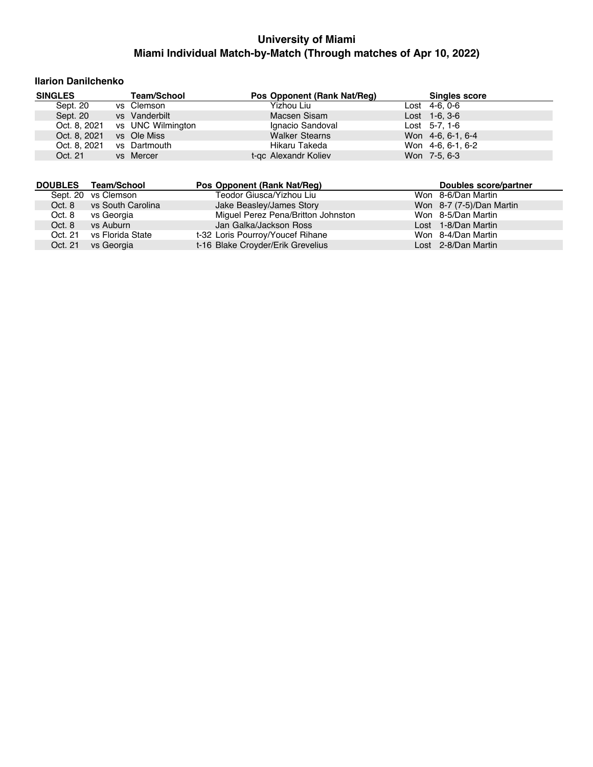# University of Miami

## Miami Individual Match-by-Match (Through matches of Apr 10, 2022)

### Ilarion Danilchenko

| SINGLES | Team/School | Pos | Opponent (Rank Nat/Reg) | Singles score |
|---|---|---|---|---|
| Sept. 20 | vs Clemson | | Yizhou Liu | Lost 4-6, 0-6 |
| Sept. 20 | vs Vanderbilt | | Macsen Sisam | Lost 1-6, 3-6 |
| Oct. 8, 2021 | vs UNC Wilmington | | Ignacio Sandoval | Lost 5-7, 1-6 |
| Oct. 8, 2021 | vs Ole Miss | | Walker Stearns | Won 4-6, 6-1, 6-4 |
| Oct. 8, 2021 | vs Dartmouth | | Hikaru Takeda | Won 4-6, 6-1, 6-2 |
| Oct. 21 | vs Mercer | t-qc | Alexandr Koliev | Won 7-5, 6-3 |

| DOUBLES | Team/School | Pos | Opponent (Rank Nat/Reg) | Doubles score/partner |
|---|---|---|---|---|
| Sept. 20 | vs Clemson | | Teodor Giusca/Yizhou Liu | Won 8-6/Dan Martin |
| Oct. 8 | vs South Carolina | | Jake Beasley/James Story | Won 8-7 (7-5)/Dan Martin |
| Oct. 8 | vs Georgia | | Miguel Perez Pena/Britton Johnston | Won 8-5/Dan Martin |
| Oct. 8 | vs Auburn | | Jan Galka/Jackson Ross | Lost 1-8/Dan Martin |
| Oct. 21 | vs Florida State | t-32 | Loris Pourroy/Youcef Rihane | Won 8-4/Dan Martin |
| Oct. 21 | vs Georgia | t-16 | Blake Croyder/Erik Grevelius | Lost 2-8/Dan Martin |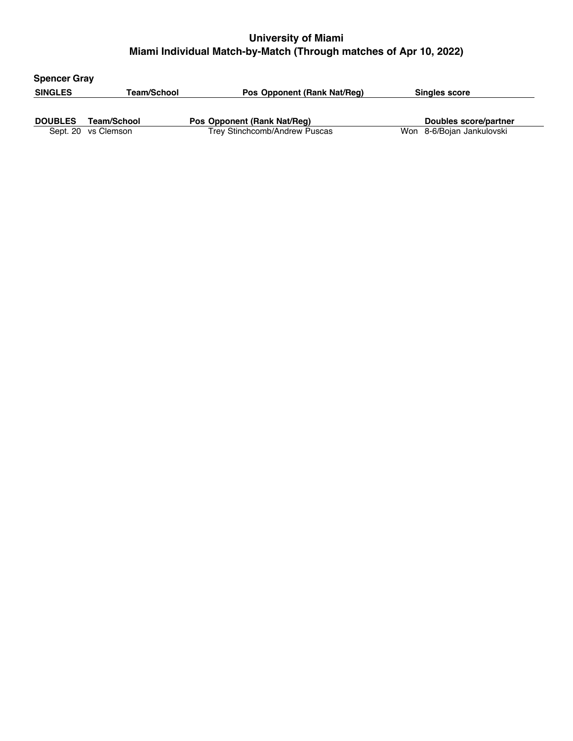# University of Miami

## Miami Individual Match-by-Match (Through matches of Apr 10, 2022)

**Spencer Gray**

| SINGLES | Team/School | Pos | Opponent (Rank Nat/Reg) | | Singles score |
|---|---|---|---|---|---|

| DOUBLES | Team/School | Pos | Opponent (Rank Nat/Reg) | | Doubles score/partner |
|---|---|---|---|---|---|
| Sept. 20 | vs Clemson | | Trey Stinchcomb/Andrew Puscas | Won | 8-6/Bojan Jankulovski |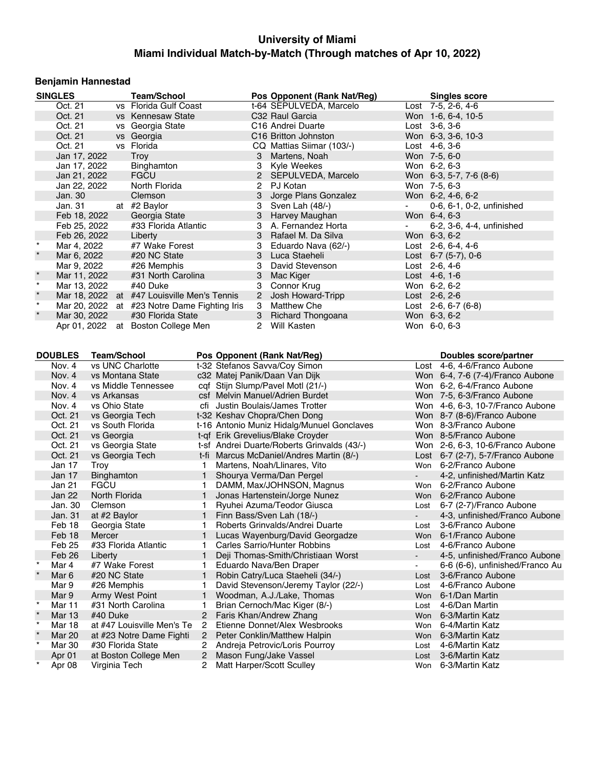## University of Miami
## Miami Individual Match-by-Match (Through matches of Apr 10, 2022)

### Benjamin Hannestad

| | SINGLES | | Team/School | Pos | Opponent (Rank Nat/Reg) | | Singles score |
|---|---|---|---|---|---|---|---|
| | Oct. 21 | vs | Florida Gulf Coast | t-64 | SEPULVEDA, Marcelo | Lost | 7-5, 2-6, 4-6 |
| | Oct. 21 | vs | Kennesaw State | C32 | Raul Garcia | Won | 1-6, 6-4, 10-5 |
| | Oct. 21 | vs | Georgia State | C16 | Andrei Duarte | Lost | 3-6, 3-6 |
| | Oct. 21 | vs | Georgia | C16 | Britton Johnston | Won | 6-3, 3-6, 10-3 |
| | Oct. 21 | vs | Florida | CQ | Mattias Siimar (103/-) | Lost | 4-6, 3-6 |
| | Jan 17, 2022 | | Troy | 3 | Martens, Noah | Won | 7-5, 6-0 |
| | Jan 17, 2022 | | Binghamton | 3 | Kyle Weekes | Won | 6-2, 6-3 |
| | Jan 21, 2022 | | FGCU | 2 | SEPULVEDA, Marcelo | Won | 6-3, 5-7, 7-6 (8-6) |
| | Jan 22, 2022 | | North Florida | 2 | PJ Kotan | Won | 7-5, 6-3 |
| | Jan. 30 | | Clemson | 3 | Jorge Plans Gonzalez | Won | 6-2, 4-6, 6-2 |
| | Jan. 31 | at | #2 Baylor | 3 | Sven Lah (48/-) | - | 0-6, 6-1, 0-2, unfinished |
| | Feb 18, 2022 | | Georgia State | 3 | Harvey Maughan | Won | 6-4, 6-3 |
| | Feb 25, 2022 | | #33 Florida Atlantic | 3 | A. Fernandez Horta | - | 6-2, 3-6, 4-4, unfinished |
| | Feb 26, 2022 | | Liberty | 3 | Rafael M. Da Silva | Won | 6-3, 6-2 |
| * | Mar 4, 2022 | | #7 Wake Forest | 3 | Eduardo Nava (62/-) | Lost | 2-6, 6-4, 4-6 |
| * | Mar 6, 2022 | | #20 NC State | 3 | Luca Staeheli | Lost | 6-7 (5-7), 0-6 |
| | Mar 9, 2022 | | #26 Memphis | 3 | David Stevenson | Lost | 2-6, 4-6 |
| * | Mar 11, 2022 | | #31 North Carolina | 3 | Mac Kiger | Lost | 4-6, 1-6 |
| * | Mar 13, 2022 | | #40 Duke | 3 | Connor Krug | Won | 6-2, 6-2 |
| * | Mar 18, 2022 | at | #47 Louisville Men's Tennis | 2 | Josh Howard-Tripp | Lost | 2-6, 2-6 |
| * | Mar 20, 2022 | at | #23 Notre Dame Fighting Iris | 3 | Matthew Che | Lost | 2-6, 6-7 (6-8) |
| * | Mar 30, 2022 | | #30 Florida State | 3 | Richard Thongoana | Won | 6-3, 6-2 |
| | Apr 01, 2022 | at | Boston College Men | 2 | Will Kasten | Won | 6-0, 6-3 |

| | DOUBLES | Team/School | Pos | Opponent (Rank Nat/Reg) | | Doubles score/partner |
|---|---|---|---|---|---|---|
| | Nov. 4 | vs UNC Charlotte | t-32 | Stefanos Savva/Coy Simon | Lost | 4-6, 4-6/Franco Aubone |
| | Nov. 4 | vs Montana State | c32 | Matej Panik/Daan Van Dijk | Won | 6-4, 7-6 (7-4)/Franco Aubone |
| | Nov. 4 | vs Middle Tennessee | cqf | Stijn Slump/Pavel Motl (21/-) | Won | 6-2, 6-4/Franco Aubone |
| | Nov. 4 | vs Arkansas | csf | Melvin Manuel/Adrien Burdet | Won | 7-5, 6-3/Franco Aubone |
| | Nov. 4 | vs Ohio State | cfi | Justin Boulais/James Trotter | Won | 4-6, 6-3, 10-7/Franco Aubone |
| | Oct. 21 | vs Georgia Tech | t-32 | Keshav Chopra/Chen Dong | Won | 8-7 (8-6)/Franco Aubone |
| | Oct. 21 | vs South Florida | t-16 | Antonio Muniz Hidalg/Munuel Gonclaves | Won | 8-3/Franco Aubone |
| | Oct. 21 | vs Georgia | t-qf | Erik Grevelius/Blake Croyder | Won | 8-5/Franco Aubone |
| | Oct. 21 | vs Georgia State | t-sf | Andrei Duarte/Roberts Grinvalds (43/-) | Won | 2-6, 6-3, 10-6/Franco Aubone |
| | Oct. 21 | vs Georgia Tech | t-fi | Marcus McDaniel/Andres Martin (8/-) | Lost | 6-7 (2-7), 5-7/Franco Aubone |
| | Jan 17 | Troy | 1 | Martens, Noah/Llinares, Vito | Won | 6-2/Franco Aubone |
| | Jan 17 | Binghamton | 1 | Shourya Verma/Dan Pergel | - | 4-2, unfinished/Martin Katz |
| | Jan 21 | FGCU | 1 | DAMM, Max/JOHNSON, Magnus | Won | 6-2/Franco Aubone |
| | Jan 22 | North Florida | 1 | Jonas Hartenstein/Jorge Nunez | Won | 6-2/Franco Aubone |
| | Jan. 30 | Clemson | 1 | Ryuhei Azuma/Teodor Giusca | Lost | 6-7 (2-7)/Franco Aubone |
| | Jan. 31 | at #2 Baylor | 1 | Finn Bass/Sven Lah (18/-) | - | 4-3, unfinished/Franco Aubone |
| | Feb 18 | Georgia State | 1 | Roberts Grinvalds/Andrei Duarte | Lost | 3-6/Franco Aubone |
| | Feb 18 | Mercer | 1 | Lucas Wayenburg/David Georgadze | Won | 6-1/Franco Aubone |
| | Feb 25 | #33 Florida Atlantic | 1 | Carles Sarrio/Hunter Robbins | Lost | 4-6/Franco Aubone |
| | Feb 26 | Liberty | 1 | Deji Thomas-Smith/Christiaan Worst | - | 4-5, unfinished/Franco Aubone |
| * | Mar 4 | #7 Wake Forest | 1 | Eduardo Nava/Ben Draper | - | 6-6 (6-6), unfinished/Franco Au |
| * | Mar 6 | #20 NC State | 1 | Robin Catry/Luca Staeheli (34/-) | Lost | 3-6/Franco Aubone |
| | Mar 9 | #26 Memphis | 1 | David Stevenson/Jeremy Taylor (22/-) | Lost | 4-6/Franco Aubone |
| | Mar 9 | Army West Point | 1 | Woodman, A.J./Lake, Thomas | Won | 6-1/Dan Martin |
| * | Mar 11 | #31 North Carolina | 1 | Brian Cernoch/Mac Kiger (8/-) | Lost | 4-6/Dan Martin |
| * | Mar 13 | #40 Duke | 2 | Faris Khan/Andrew Zhang | Won | 6-3/Martin Katz |
| * | Mar 18 | at #47 Louisville Men's Te | 2 | Etienne Donnet/Alex Wesbrooks | Won | 6-4/Martin Katz |
| * | Mar 20 | at #23 Notre Dame Fighti | 2 | Peter Conklin/Matthew Halpin | Won | 6-3/Martin Katz |
| * | Mar 30 | #30 Florida State | 2 | Andreja Petrovic/Loris Pourroy | Lost | 4-6/Martin Katz |
| | Apr 01 | at Boston College Men | 2 | Mason Fung/Jake Vassel | Lost | 3-6/Martin Katz |
| * | Apr 08 | Virginia Tech | 2 | Matt Harper/Scott Sculley | Won | 6-3/Martin Katz |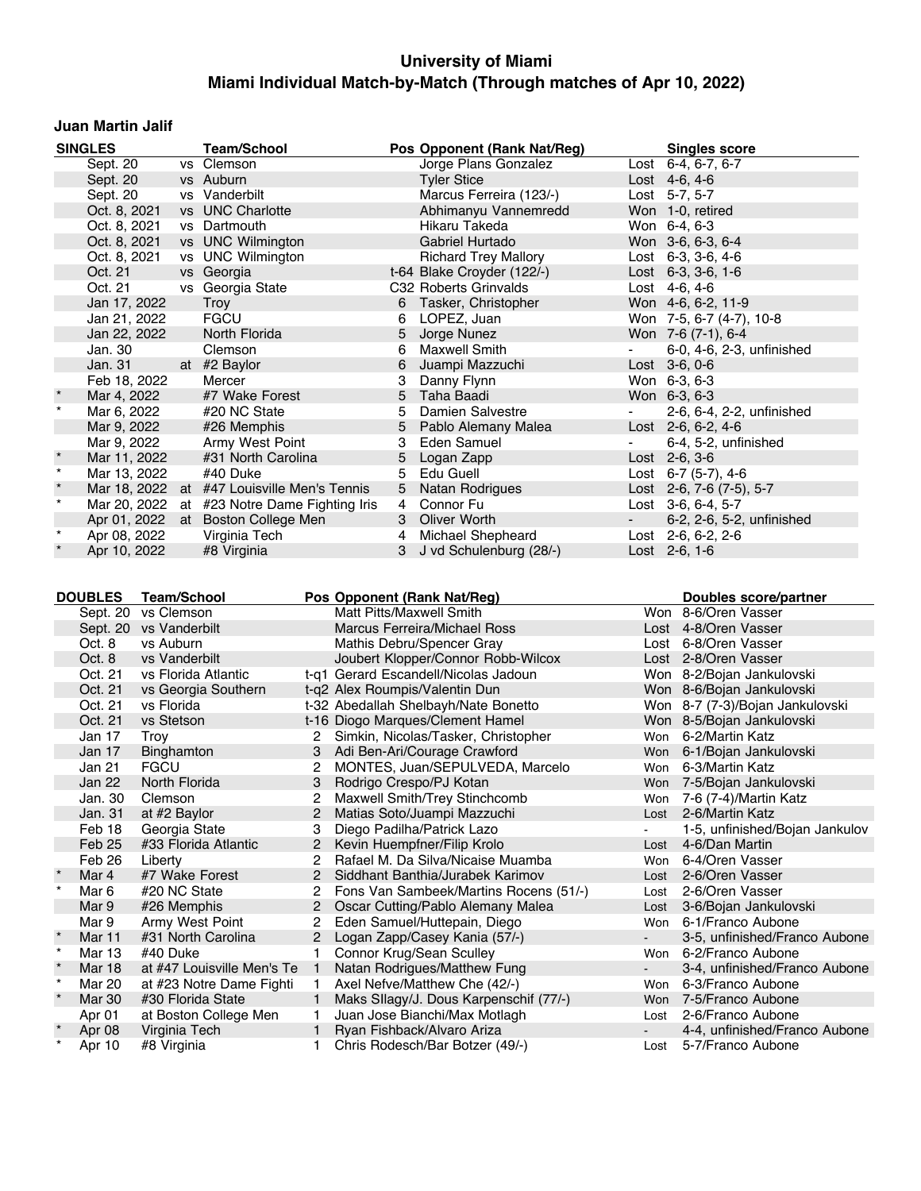# University of Miami
## Miami Individual Match-by-Match (Through matches of Apr 10, 2022)

### Juan Martin Jalif

| | SINGLES | | Team/School | Pos | Opponent (Rank Nat/Reg) | | Singles score |
|---|---|---|---|---|---|---|---|
| | Sept. 20 | vs | Clemson | | Jorge Plans Gonzalez | Lost | 6-4, 6-7, 6-7 |
| | Sept. 20 | vs | Auburn | | Tyler Stice | Lost | 4-6, 4-6 |
| | Sept. 20 | vs | Vanderbilt | | Marcus Ferreira (123/-) | Lost | 5-7, 5-7 |
| | Oct. 8, 2021 | vs | UNC Charlotte | | Abhimanyu Vannemredd | Won | 1-0, retired |
| | Oct. 8, 2021 | vs | Dartmouth | | Hikaru Takeda | Won | 6-4, 6-3 |
| | Oct. 8, 2021 | vs | UNC Wilmington | | Gabriel Hurtado | Won | 3-6, 6-3, 6-4 |
| | Oct. 8, 2021 | vs | UNC Wilmington | | Richard Trey Mallory | Lost | 6-3, 3-6, 4-6 |
| | Oct. 21 | vs | Georgia | t-64 | Blake Croyder (122/-) | Lost | 6-3, 3-6, 1-6 |
| | Oct. 21 | vs | Georgia State | C32 | Roberts Grinvalds | Lost | 4-6, 4-6 |
| | Jan 17, 2022 | | Troy | 6 | Tasker, Christopher | Won | 4-6, 6-2, 11-9 |
| | Jan 21, 2022 | | FGCU | 6 | LOPEZ, Juan | Won | 7-5, 6-7 (4-7), 10-8 |
| | Jan 22, 2022 | | North Florida | 5 | Jorge Nunez | Won | 7-6 (7-1), 6-4 |
| | Jan. 30 | | Clemson | 6 | Maxwell Smith | - | 6-0, 4-6, 2-3, unfinished |
| | Jan. 31 | at | #2 Baylor | 6 | Juampi Mazzuchi | Lost | 3-6, 0-6 |
| | Feb 18, 2022 | | Mercer | 3 | Danny Flynn | Won | 6-3, 6-3 |
| * | Mar 4, 2022 | | #7 Wake Forest | 5 | Taha Baadi | Won | 6-3, 6-3 |
| * | Mar 6, 2022 | | #20 NC State | 5 | Damien Salvestre | - | 2-6, 6-4, 2-2, unfinished |
| | Mar 9, 2022 | | #26 Memphis | 5 | Pablo Alemany Malea | Lost | 2-6, 6-2, 4-6 |
| | Mar 9, 2022 | | Army West Point | 3 | Eden Samuel | - | 6-4, 5-2, unfinished |
| * | Mar 11, 2022 | | #31 North Carolina | 5 | Logan Zapp | Lost | 2-6, 3-6 |
| * | Mar 13, 2022 | | #40 Duke | 5 | Edu Guell | Lost | 6-7 (5-7), 4-6 |
| * | Mar 18, 2022 | at | #47 Louisville Men's Tennis | 5 | Natan Rodrigues | Lost | 2-6, 7-6 (7-5), 5-7 |
| * | Mar 20, 2022 | at | #23 Notre Dame Fighting Iris | 4 | Connor Fu | Lost | 3-6, 6-4, 5-7 |
| | Apr 01, 2022 | at | Boston College Men | 3 | Oliver Worth | - | 6-2, 2-6, 5-2, unfinished |
| * | Apr 08, 2022 | | Virginia Tech | 4 | Michael Shepheard | Lost | 2-6, 6-2, 2-6 |
| * | Apr 10, 2022 | | #8 Virginia | 3 | J vd Schulenburg (28/-) | Lost | 2-6, 1-6 |

| | DOUBLES | Team/School | Pos | Opponent (Rank Nat/Reg) | | Doubles score/partner |
|---|---|---|---|---|---|---|
| | Sept. 20 | vs Clemson | | Matt Pitts/Maxwell Smith | Won | 8-6/Oren Vasser |
| | Sept. 20 | vs Vanderbilt | | Marcus Ferreira/Michael Ross | Lost | 4-8/Oren Vasser |
| | Oct. 8 | vs Auburn | | Mathis Debru/Spencer Gray | Lost | 6-8/Oren Vasser |
| | Oct. 8 | vs Vanderbilt | | Joubert Klopper/Connor Robb-Wilcox | Lost | 2-8/Oren Vasser |
| | Oct. 21 | vs Florida Atlantic | t-q1 | Gerard Escandell/Nicolas Jadoun | Won | 8-2/Bojan Jankulovski |
| | Oct. 21 | vs Georgia Southern | t-q2 | Alex Roumpis/Valentin Dun | Won | 8-6/Bojan Jankulovski |
| | Oct. 21 | vs Florida | t-32 | Abedallah Shelbayh/Nate Bonetto | Won | 8-7 (7-3)/Bojan Jankulovski |
| | Oct. 21 | vs Stetson | t-16 | Diogo Marques/Clement Hamel | Won | 8-5/Bojan Jankulovski |
| | Jan 17 | Troy | 2 | Simkin, Nicolas/Tasker, Christopher | Won | 6-2/Martin Katz |
| | Jan 17 | Binghamton | 3 | Adi Ben-Ari/Courage Crawford | Won | 6-1/Bojan Jankulovski |
| | Jan 21 | FGCU | 2 | MONTES, Juan/SEPULVEDA, Marcelo | Won | 6-3/Martin Katz |
| | Jan 22 | North Florida | 3 | Rodrigo Crespo/PJ Kotan | Won | 7-5/Bojan Jankulovski |
| | Jan. 30 | Clemson | 2 | Maxwell Smith/Trey Stinchcomb | Won | 7-6 (7-4)/Martin Katz |
| | Jan. 31 | at #2 Baylor | 2 | Matias Soto/Juampi Mazzuchi | Lost | 2-6/Martin Katz |
| | Feb 18 | Georgia State | 3 | Diego Padilha/Patrick Lazo | - | 1-5, unfinished/Bojan Jankulov |
| | Feb 25 | #33 Florida Atlantic | 2 | Kevin Huempfner/Filip Krolo | Lost | 4-6/Dan Martin |
| | Feb 26 | Liberty | 2 | Rafael M. Da Silva/Nicaise Muamba | Won | 6-4/Oren Vasser |
| * | Mar 4 | #7 Wake Forest | 2 | Siddhant Banthia/Jurabek Karimov | Lost | 2-6/Oren Vasser |
| * | Mar 6 | #20 NC State | 2 | Fons Van Sambeek/Martins Rocens (51/-) | Lost | 2-6/Oren Vasser |
| | Mar 9 | #26 Memphis | 2 | Oscar Cutting/Pablo Alemany Malea | Lost | 3-6/Bojan Jankulovski |
| | Mar 9 | Army West Point | 2 | Eden Samuel/Huttepain, Diego | Won | 6-1/Franco Aubone |
| * | Mar 11 | #31 North Carolina | 2 | Logan Zapp/Casey Kania (57/-) | - | 3-5, unfinished/Franco Aubone |
| * | Mar 13 | #40 Duke | 1 | Connor Krug/Sean Sculley | Won | 6-2/Franco Aubone |
| * | Mar 18 | at #47 Louisville Men's Te | 1 | Natan Rodrigues/Matthew Fung | - | 3-4, unfinished/Franco Aubone |
| * | Mar 20 | at #23 Notre Dame Fighti | 1 | Axel Nefve/Matthew Che (42/-) | Won | 6-3/Franco Aubone |
| * | Mar 30 | #30 Florida State | 1 | Maks SIlagy/J. Dous Karpenschif (77/-) | Won | 7-5/Franco Aubone |
| | Apr 01 | at Boston College Men | 1 | Juan Jose Bianchi/Max Motlagh | Lost | 2-6/Franco Aubone |
| * | Apr 08 | Virginia Tech | 1 | Ryan Fishback/Alvaro Ariza | - | 4-4, unfinished/Franco Aubone |
| * | Apr 10 | #8 Virginia | 1 | Chris Rodesch/Bar Botzer (49/-) | Lost | 5-7/Franco Aubone |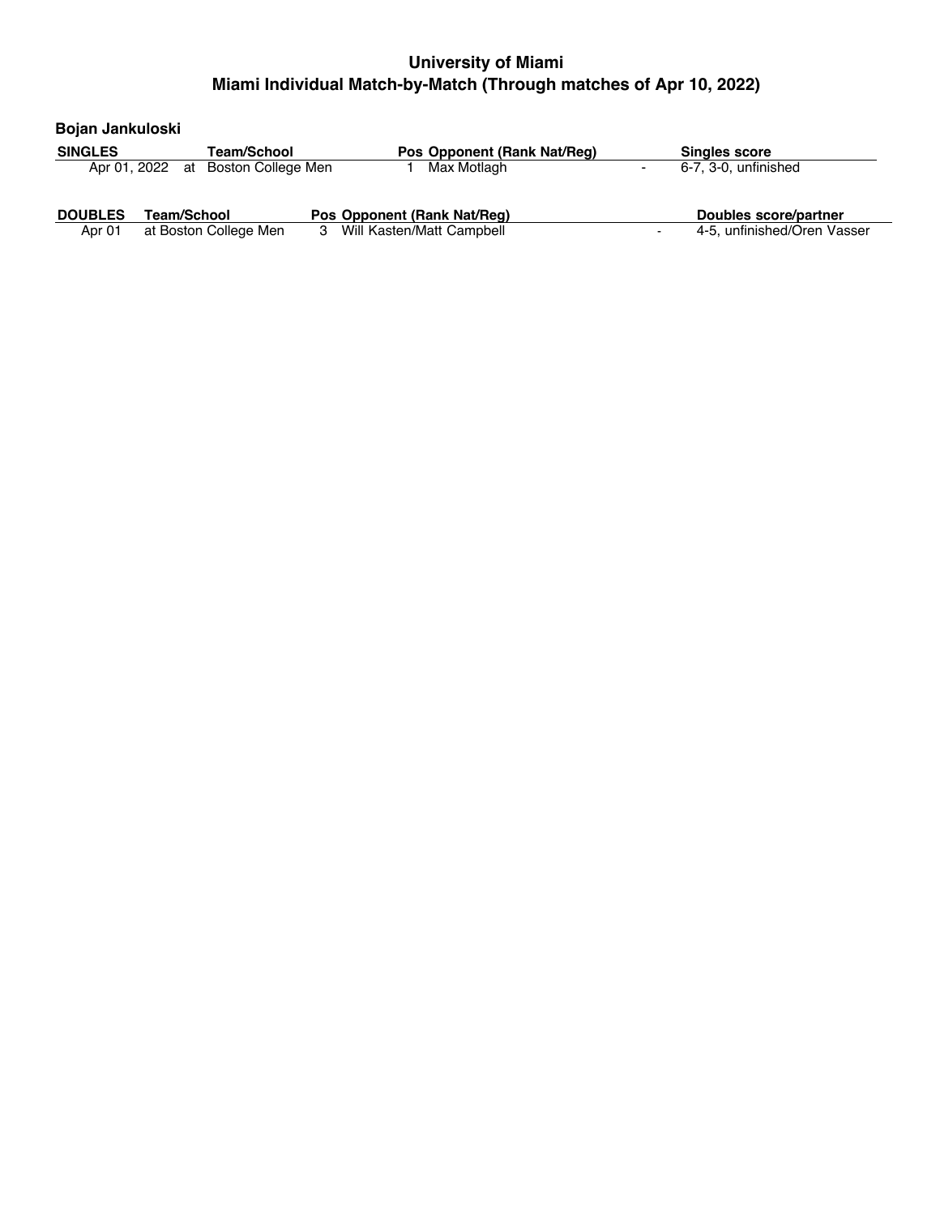# University of Miami

## Miami Individual Match-by-Match (Through matches of Apr 10, 2022)

### Bojan Jankuloski

| SINGLES | Team/School | Pos | Opponent (Rank Nat/Reg) | | Singles score |
|---|---|---|---|---|---|
| Apr 01, 2022 | at Boston College Men | 1 | Max Motlagh | - | 6-7, 3-0, unfinished |

| DOUBLES | Team/School | Pos | Opponent (Rank Nat/Reg) | | Doubles score/partner |
|---|---|---|---|---|---|
| Apr 01 | at Boston College Men | 3 | Will Kasten/Matt Campbell | - | 4-5, unfinished/Oren Vasser |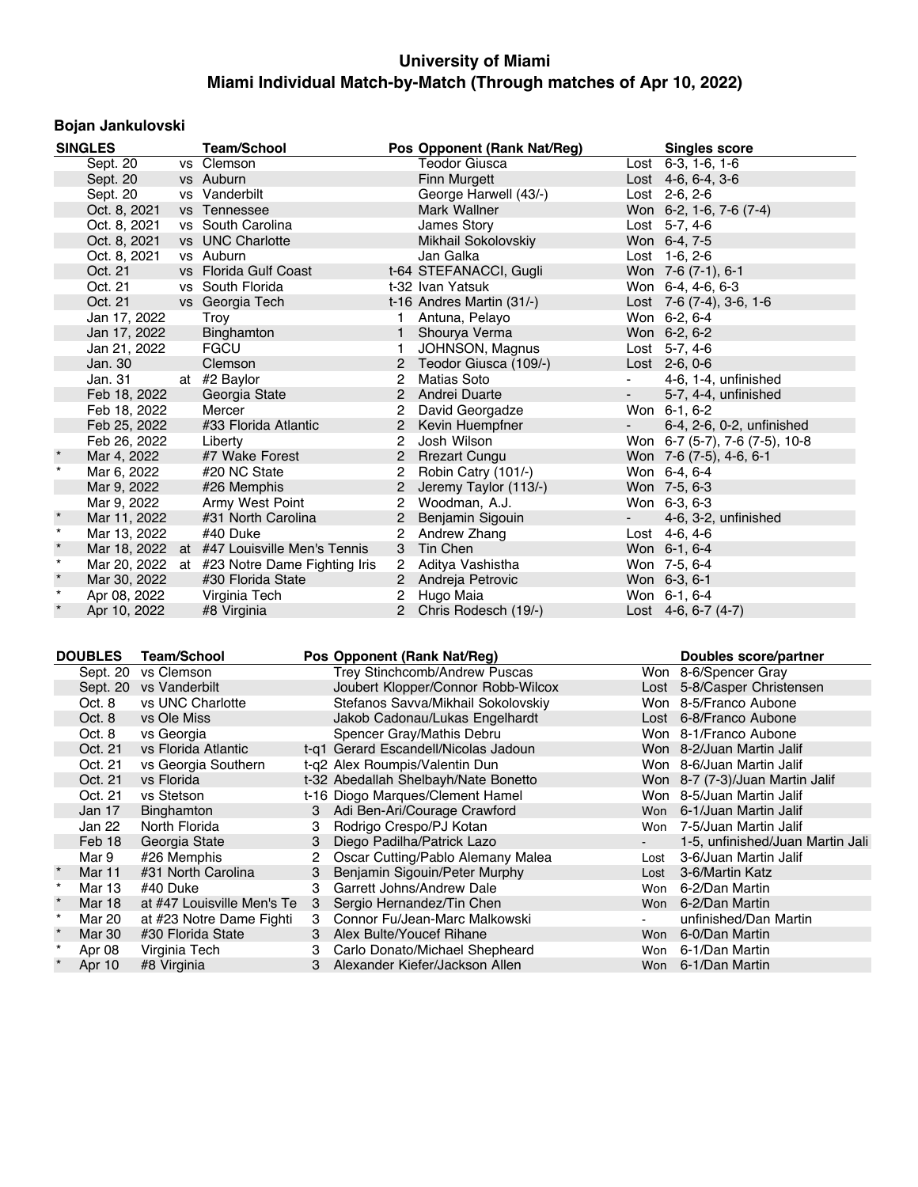# University of Miami

## Miami Individual Match-by-Match (Through matches of Apr 10, 2022)

### Bojan Jankulovski

| | SINGLES | | Team/School | Pos | Opponent (Rank Nat/Reg) | | Singles score |
|---|---|---|---|---|---|---|---|
| | Sept. 20 | vs | Clemson | | Teodor Giusca | Lost | 6-3, 1-6, 1-6 |
| | Sept. 20 | vs | Auburn | | Finn Murgett | Lost | 4-6, 6-4, 3-6 |
| | Sept. 20 | vs | Vanderbilt | | George Harwell (43/-) | Lost | 2-6, 2-6 |
| | Oct. 8, 2021 | vs | Tennessee | | Mark Wallner | Won | 6-2, 1-6, 7-6 (7-4) |
| | Oct. 8, 2021 | vs | South Carolina | | James Story | Lost | 5-7, 4-6 |
| | Oct. 8, 2021 | vs | UNC Charlotte | | Mikhail Sokolovskiy | Won | 6-4, 7-5 |
| | Oct. 8, 2021 | vs | Auburn | | Jan Galka | Lost | 1-6, 2-6 |
| | Oct. 21 | vs | Florida Gulf Coast | t-64 | STEFANACCI, Gugli | Won | 7-6 (7-1), 6-1 |
| | Oct. 21 | vs | South Florida | t-32 | Ivan Yatsuk | Won | 6-4, 4-6, 6-3 |
| | Oct. 21 | vs | Georgia Tech | t-16 | Andres Martin (31/-) | Lost | 7-6 (7-4), 3-6, 1-6 |
| | Jan 17, 2022 | | Troy | 1 | Antuna, Pelayo | Won | 6-2, 6-4 |
| | Jan 17, 2022 | | Binghamton | 1 | Shourya Verma | Won | 6-2, 6-2 |
| | Jan 21, 2022 | | FGCU | 1 | JOHNSON, Magnus | Lost | 5-7, 4-6 |
| | Jan. 30 | | Clemson | 2 | Teodor Giusca (109/-) | Lost | 2-6, 0-6 |
| | Jan. 31 | at | #2 Baylor | 2 | Matias Soto | - | 4-6, 1-4, unfinished |
| | Feb 18, 2022 | | Georgia State | 2 | Andrei Duarte | - | 5-7, 4-4, unfinished |
| | Feb 18, 2022 | | Mercer | 2 | David Georgadze | Won | 6-1, 6-2 |
| | Feb 25, 2022 | | #33 Florida Atlantic | 2 | Kevin Huempfner | - | 6-4, 2-6, 0-2, unfinished |
| | Feb 26, 2022 | | Liberty | 2 | Josh Wilson | Won | 6-7 (5-7), 7-6 (7-5), 10-8 |
| * | Mar 4, 2022 | | #7 Wake Forest | 2 | Rrezart Cungu | Won | 7-6 (7-5), 4-6, 6-1 |
| * | Mar 6, 2022 | | #20 NC State | 2 | Robin Catry (101/-) | Won | 6-4, 6-4 |
| | Mar 9, 2022 | | #26 Memphis | 2 | Jeremy Taylor (113/-) | Won | 7-5, 6-3 |
| | Mar 9, 2022 | | Army West Point | 2 | Woodman, A.J. | Won | 6-3, 6-3 |
| * | Mar 11, 2022 | | #31 North Carolina | 2 | Benjamin Sigouin | - | 4-6, 3-2, unfinished |
| * | Mar 13, 2022 | | #40 Duke | 2 | Andrew Zhang | Lost | 4-6, 4-6 |
| * | Mar 18, 2022 | at | #47 Louisville Men's Tennis | 3 | Tin Chen | Won | 6-1, 6-4 |
| * | Mar 20, 2022 | at | #23 Notre Dame Fighting Iris | 2 | Aditya Vashistha | Won | 7-5, 6-4 |
| * | Mar 30, 2022 | | #30 Florida State | 2 | Andreja Petrovic | Won | 6-3, 6-1 |
| * | Apr 08, 2022 | | Virginia Tech | 2 | Hugo Maia | Won | 6-1, 6-4 |
| * | Apr 10, 2022 | | #8 Virginia | 2 | Chris Rodesch (19/-) | Lost | 4-6, 6-7 (4-7) |

| | DOUBLES | Team/School | Pos | Opponent (Rank Nat/Reg) | | Doubles score/partner |
|---|---|---|---|---|---|---|
| | Sept. 20 | vs Clemson | | Trey Stinchcomb/Andrew Puscas | Won | 8-6/Spencer Gray |
| | Sept. 20 | vs Vanderbilt | | Joubert Klopper/Connor Robb-Wilcox | Lost | 5-8/Casper Christensen |
| | Oct. 8 | vs UNC Charlotte | | Stefanos Savva/Mikhail Sokolovskiy | Won | 8-5/Franco Aubone |
| | Oct. 8 | vs Ole Miss | | Jakob Cadonau/Lukas Engelhardt | Lost | 6-8/Franco Aubone |
| | Oct. 8 | vs Georgia | | Spencer Gray/Mathis Debru | Won | 8-1/Franco Aubone |
| | Oct. 21 | vs Florida Atlantic | t-q1 | Gerard Escandell/Nicolas Jadoun | Won | 8-2/Juan Martin Jalif |
| | Oct. 21 | vs Georgia Southern | t-q2 | Alex Roumpis/Valentin Dun | Won | 8-6/Juan Martin Jalif |
| | Oct. 21 | vs Florida | t-32 | Abedallah Shelbayh/Nate Bonetto | Won | 8-7 (7-3)/Juan Martin Jalif |
| | Oct. 21 | vs Stetson | t-16 | Diogo Marques/Clement Hamel | Won | 8-5/Juan Martin Jalif |
| | Jan 17 | Binghamton | 3 | Adi Ben-Ari/Courage Crawford | Won | 6-1/Juan Martin Jalif |
| | Jan 22 | North Florida | 3 | Rodrigo Crespo/PJ Kotan | Won | 7-5/Juan Martin Jalif |
| | Feb 18 | Georgia State | 3 | Diego Padilha/Patrick Lazo | - | 1-5, unfinished/Juan Martin Jali |
| | Mar 9 | #26 Memphis | 2 | Oscar Cutting/Pablo Alemany Malea | Lost | 3-6/Juan Martin Jalif |
| * | Mar 11 | #31 North Carolina | 3 | Benjamin Sigouin/Peter Murphy | Lost | 3-6/Martin Katz |
| * | Mar 13 | #40 Duke | 3 | Garrett Johns/Andrew Dale | Won | 6-2/Dan Martin |
| * | Mar 18 | at #47 Louisville Men's Te | 3 | Sergio Hernandez/Tin Chen | Won | 6-2/Dan Martin |
| * | Mar 20 | at #23 Notre Dame Fighti | 3 | Connor Fu/Jean-Marc Malkowski | - | unfinished/Dan Martin |
| * | Mar 30 | #30 Florida State | 3 | Alex Bulte/Youcef Rihane | Won | 6-0/Dan Martin |
| * | Apr 08 | Virginia Tech | 3 | Carlo Donato/Michael Shepheard | Won | 6-1/Dan Martin |
| * | Apr 10 | #8 Virginia | 3 | Alexander Kiefer/Jackson Allen | Won | 6-1/Dan Martin |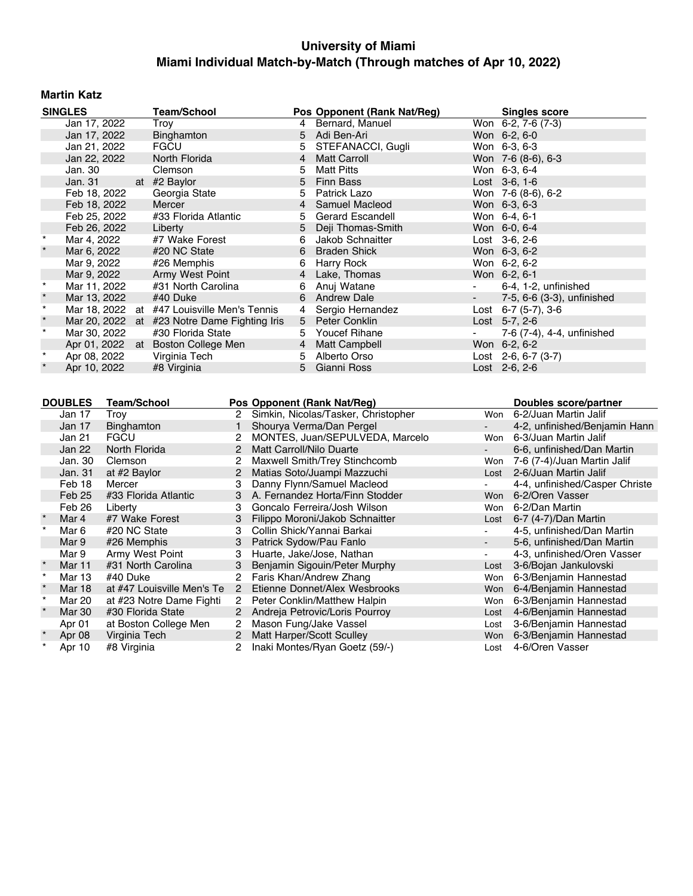# University of Miami

## Miami Individual Match-by-Match (Through matches of Apr 10, 2022)

### Martin Katz

| | SINGLES | | Team/School | Pos | Opponent (Rank Nat/Reg) | | Singles score |
|---|---|---|---|---|---|---|---|
| | Jan 17, 2022 | | Troy | 4 | Bernard, Manuel | Won | 6-2, 7-6 (7-3) |
| | Jan 17, 2022 | | Binghamton | 5 | Adi Ben-Ari | Won | 6-2, 6-0 |
| | Jan 21, 2022 | | FGCU | 5 | STEFANACCI, Gugli | Won | 6-3, 6-3 |
| | Jan 22, 2022 | | North Florida | 4 | Matt Carroll | Won | 7-6 (8-6), 6-3 |
| | Jan. 30 | | Clemson | 5 | Matt Pitts | Won | 6-3, 6-4 |
| | Jan. 31 | at | #2 Baylor | 5 | Finn Bass | Lost | 3-6, 1-6 |
| | Feb 18, 2022 | | Georgia State | 5 | Patrick Lazo | Won | 7-6 (8-6), 6-2 |
| | Feb 18, 2022 | | Mercer | 4 | Samuel Macleod | Won | 6-3, 6-3 |
| | Feb 25, 2022 | | #33 Florida Atlantic | 5 | Gerard Escandell | Won | 6-4, 6-1 |
| | Feb 26, 2022 | | Liberty | 5 | Deji Thomas-Smith | Won | 6-0, 6-4 |
| * | Mar 4, 2022 | | #7 Wake Forest | 6 | Jakob Schnaitter | Lost | 3-6, 2-6 |
| * | Mar 6, 2022 | | #20 NC State | 6 | Braden Shick | Won | 6-3, 6-2 |
| | Mar 9, 2022 | | #26 Memphis | 6 | Harry Rock | Won | 6-2, 6-2 |
| | Mar 9, 2022 | | Army West Point | 4 | Lake, Thomas | Won | 6-2, 6-1 |
| * | Mar 11, 2022 | | #31 North Carolina | 6 | Anuj Watane | - | 6-4, 1-2, unfinished |
| * | Mar 13, 2022 | | #40 Duke | 6 | Andrew Dale | - | 7-5, 6-6 (3-3), unfinished |
| * | Mar 18, 2022 | at | #47 Louisville Men's Tennis | 4 | Sergio Hernandez | Lost | 6-7 (5-7), 3-6 |
| * | Mar 20, 2022 | at | #23 Notre Dame Fighting Iris | 5 | Peter Conklin | Lost | 5-7, 2-6 |
| * | Mar 30, 2022 | | #30 Florida State | 5 | Youcef Rihane | - | 7-6 (7-4), 4-4, unfinished |
| | Apr 01, 2022 | at | Boston College Men | 4 | Matt Campbell | Won | 6-2, 6-2 |
| * | Apr 08, 2022 | | Virginia Tech | 5 | Alberto Orso | Lost | 2-6, 6-7 (3-7) |
| * | Apr 10, 2022 | | #8 Virginia | 5 | Gianni Ross | Lost | 2-6, 2-6 |

| | DOUBLES | Team/School | Pos | Opponent (Rank Nat/Reg) | | Doubles score/partner |
|---|---|---|---|---|---|---|
| | Jan 17 | Troy | 2 | Simkin, Nicolas/Tasker, Christopher | Won | 6-2/Juan Martin Jalif |
| | Jan 17 | Binghamton | 1 | Shourya Verma/Dan Pergel | - | 4-2, unfinished/Benjamin Hann |
| | Jan 21 | FGCU | 2 | MONTES, Juan/SEPULVEDA, Marcelo | Won | 6-3/Juan Martin Jalif |
| | Jan 22 | North Florida | 2 | Matt Carroll/Nilo Duarte | - | 6-6, unfinished/Dan Martin |
| | Jan. 30 | Clemson | 2 | Maxwell Smith/Trey Stinchcomb | Won | 7-6 (7-4)/Juan Martin Jalif |
| | Jan. 31 | at #2 Baylor | 2 | Matias Soto/Juampi Mazzuchi | Lost | 2-6/Juan Martin Jalif |
| | Feb 18 | Mercer | 3 | Danny Flynn/Samuel Macleod | - | 4-4, unfinished/Casper Christe |
| | Feb 25 | #33 Florida Atlantic | 3 | A. Fernandez Horta/Finn Stodder | Won | 6-2/Oren Vasser |
| | Feb 26 | Liberty | 3 | Goncalo Ferreira/Josh Wilson | Won | 6-2/Dan Martin |
| * | Mar 4 | #7 Wake Forest | 3 | Filippo Moroni/Jakob Schnaitter | Lost | 6-7 (4-7)/Dan Martin |
| * | Mar 6 | #20 NC State | 3 | Collin Shick/Yannai Barkai | - | 4-5, unfinished/Dan Martin |
| | Mar 9 | #26 Memphis | 3 | Patrick Sydow/Pau Fanlo | - | 5-6, unfinished/Dan Martin |
| | Mar 9 | Army West Point | 3 | Huarte, Jake/Jose, Nathan | - | 4-3, unfinished/Oren Vasser |
| * | Mar 11 | #31 North Carolina | 3 | Benjamin Sigouin/Peter Murphy | Lost | 3-6/Bojan Jankulovski |
| * | Mar 13 | #40 Duke | 2 | Faris Khan/Andrew Zhang | Won | 6-3/Benjamin Hannestad |
| * | Mar 18 | at #47 Louisville Men's Te | 2 | Etienne Donnet/Alex Wesbrooks | Won | 6-4/Benjamin Hannestad |
| * | Mar 20 | at #23 Notre Dame Fighti | 2 | Peter Conklin/Matthew Halpin | Won | 6-3/Benjamin Hannestad |
| * | Mar 30 | #30 Florida State | 2 | Andreja Petrovic/Loris Pourroy | Lost | 4-6/Benjamin Hannestad |
| | Apr 01 | at Boston College Men | 2 | Mason Fung/Jake Vassel | Lost | 3-6/Benjamin Hannestad |
| * | Apr 08 | Virginia Tech | 2 | Matt Harper/Scott Sculley | Won | 6-3/Benjamin Hannestad |
| * | Apr 10 | #8 Virginia | 2 | Inaki Montes/Ryan Goetz (59/-) | Lost | 4-6/Oren Vasser |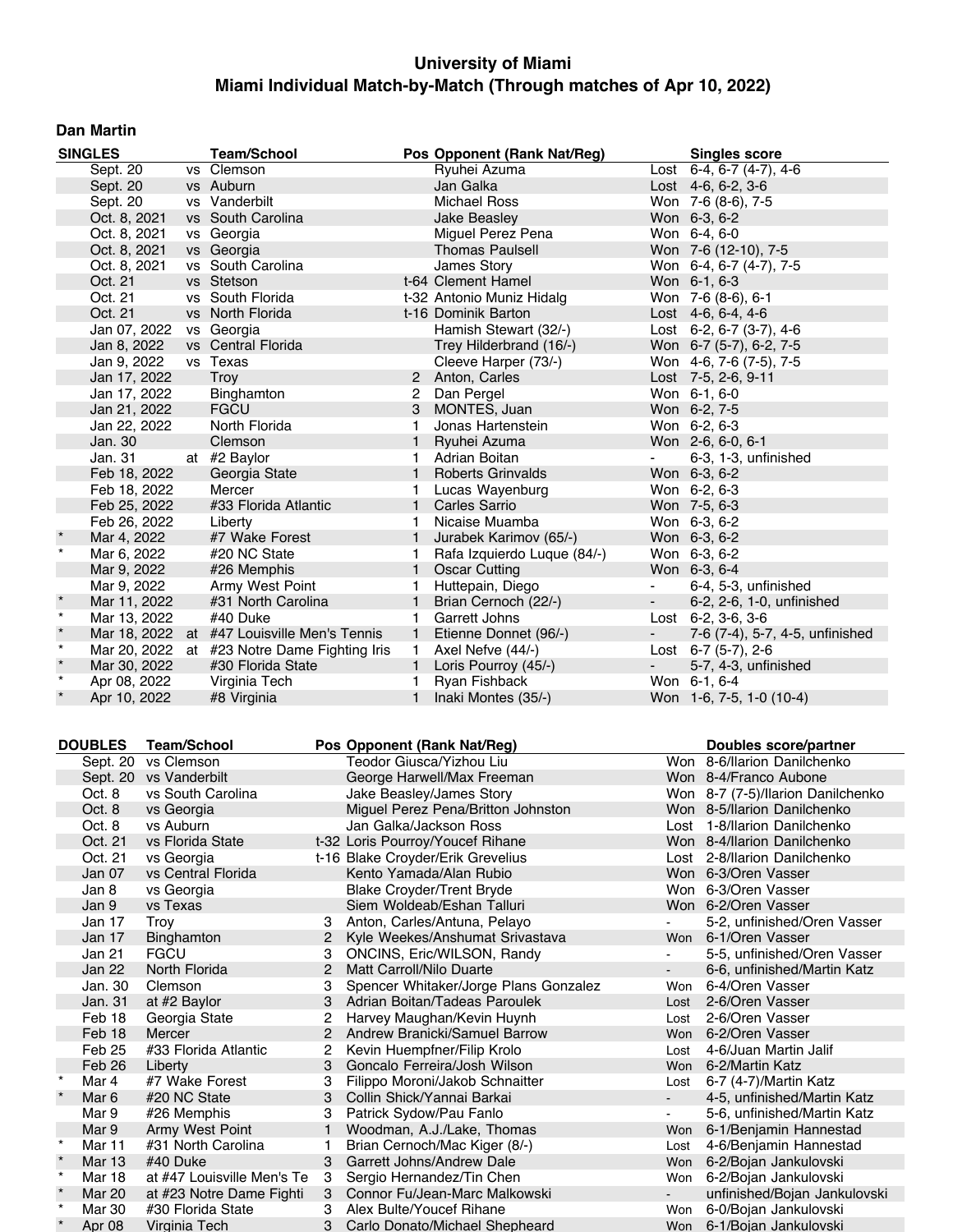# University of Miami

## Miami Individual Match-by-Match (Through matches of Apr 10, 2022)

### Dan Martin

| SINGLES | | | Team/School | Pos | Opponent (Rank Nat/Reg) | | Singles score |
|---|---|---|---|---|---|---|---|
| | Sept. 20 | vs | Clemson | | Ryuhei Azuma | Lost | 6-4, 6-7 (4-7), 4-6 |
| | Sept. 20 | vs | Auburn | | Jan Galka | Lost | 4-6, 6-2, 3-6 |
| | Sept. 20 | vs | Vanderbilt | | Michael Ross | Won | 7-6 (8-6), 7-5 |
| | Oct. 8, 2021 | vs | South Carolina | | Jake Beasley | Won | 6-3, 6-2 |
| | Oct. 8, 2021 | vs | Georgia | | Miguel Perez Pena | Won | 6-4, 6-0 |
| | Oct. 8, 2021 | vs | Georgia | | Thomas Paulsell | Won | 7-6 (12-10), 7-5 |
| | Oct. 8, 2021 | vs | South Carolina | | James Story | Won | 6-4, 6-7 (4-7), 7-5 |
| | Oct. 21 | vs | Stetson | t-64 | Clement Hamel | Won | 6-1, 6-3 |
| | Oct. 21 | vs | South Florida | t-32 | Antonio Muniz Hidalg | Won | 7-6 (8-6), 6-1 |
| | Oct. 21 | vs | North Florida | t-16 | Dominik Barton | Lost | 4-6, 6-4, 4-6 |
| | Jan 07, 2022 | vs | Georgia | | Hamish Stewart (32/-) | Lost | 6-2, 6-7 (3-7), 4-6 |
| | Jan 8, 2022 | vs | Central Florida | | Trey Hilderbrand (16/-) | Won | 6-7 (5-7), 6-2, 7-5 |
| | Jan 9, 2022 | vs | Texas | | Cleeve Harper (73/-) | Won | 4-6, 7-6 (7-5), 7-5 |
| | Jan 17, 2022 | | Troy | 2 | Anton, Carles | Lost | 7-5, 2-6, 9-11 |
| | Jan 17, 2022 | | Binghamton | 2 | Dan Pergel | Won | 6-1, 6-0 |
| | Jan 21, 2022 | | FGCU | 3 | MONTES, Juan | Won | 6-2, 7-5 |
| | Jan 22, 2022 | | North Florida | 1 | Jonas Hartenstein | Won | 6-2, 6-3 |
| | Jan. 30 | | Clemson | 1 | Ryuhei Azuma | Won | 2-6, 6-0, 6-1 |
| | Jan. 31 | at | #2 Baylor | 1 | Adrian Boitan | - | 6-3, 1-3, unfinished |
| | Feb 18, 2022 | | Georgia State | 1 | Roberts Grinvalds | Won | 6-3, 6-2 |
| | Feb 18, 2022 | | Mercer | 1 | Lucas Wayenburg | Won | 6-2, 6-3 |
| | Feb 25, 2022 | | #33 Florida Atlantic | 1 | Carles Sarrio | Won | 7-5, 6-3 |
| | Feb 26, 2022 | | Liberty | 1 | Nicaise Muamba | Won | 6-3, 6-2 |
| * | Mar 4, 2022 | | #7 Wake Forest | 1 | Jurabek Karimov (65/-) | Won | 6-3, 6-2 |
| * | Mar 6, 2022 | | #20 NC State | 1 | Rafa Izquierdo Luque (84/-) | Won | 6-3, 6-2 |
| | Mar 9, 2022 | | #26 Memphis | 1 | Oscar Cutting | Won | 6-3, 6-4 |
| | Mar 9, 2022 | | Army West Point | 1 | Huttepain, Diego | - | 6-4, 5-3, unfinished |
| * | Mar 11, 2022 | | #31 North Carolina | 1 | Brian Cernoch (22/-) | - | 6-2, 2-6, 1-0, unfinished |
| * | Mar 13, 2022 | | #40 Duke | 1 | Garrett Johns | Lost | 6-2, 3-6, 3-6 |
| * | Mar 18, 2022 | at | #47 Louisville Men's Tennis | 1 | Etienne Donnet (96/-) | - | 7-6 (7-4), 5-7, 4-5, unfinished |
| * | Mar 20, 2022 | at | #23 Notre Dame Fighting Iris | 1 | Axel Nefve (44/-) | Lost | 6-7 (5-7), 2-6 |
| * | Mar 30, 2022 | | #30 Florida State | 1 | Loris Pourroy (45/-) | - | 5-7, 4-3, unfinished |
| * | Apr 08, 2022 | | Virginia Tech | 1 | Ryan Fishback | Won | 6-1, 6-4 |
| * | Apr 10, 2022 | | #8 Virginia | 1 | Inaki Montes (35/-) | Won | 1-6, 7-5, 1-0 (10-4) |

| DOUBLES | | Team/School | Pos | Opponent (Rank Nat/Reg) | | Doubles score/partner |
|---|---|---|---|---|---|---|
| | Sept. 20 | vs Clemson | | Teodor Giusca/Yizhou Liu | Won | 8-6/Ilarion Danilchenko |
| | Sept. 20 | vs Vanderbilt | | George Harwell/Max Freeman | Won | 8-4/Franco Aubone |
| | Oct. 8 | vs South Carolina | | Jake Beasley/James Story | Won | 8-7 (7-5)/Ilarion Danilchenko |
| | Oct. 8 | vs Georgia | | Miguel Perez Pena/Britton Johnston | Won | 8-5/Ilarion Danilchenko |
| | Oct. 8 | vs Auburn | | Jan Galka/Jackson Ross | Lost | 1-8/Ilarion Danilchenko |
| | Oct. 21 | vs Florida State | t-32 | Loris Pourroy/Youcef Rihane | Won | 8-4/Ilarion Danilchenko |
| | Oct. 21 | vs Georgia | t-16 | Blake Croyder/Erik Grevelius | Lost | 2-8/Ilarion Danilchenko |
| | Jan 07 | vs Central Florida | | Kento Yamada/Alan Rubio | Won | 6-3/Oren Vasser |
| | Jan 8 | vs Georgia | | Blake Croyder/Trent Bryde | Won | 6-3/Oren Vasser |
| | Jan 9 | vs Texas | | Siem Woldeab/Eshan Talluri | Won | 6-2/Oren Vasser |
| | Jan 17 | Troy | 3 | Anton, Carles/Antuna, Pelayo | - | 5-2, unfinished/Oren Vasser |
| | Jan 17 | Binghamton | 2 | Kyle Weekes/Anshumat Srivastava | Won | 6-1/Oren Vasser |
| | Jan 21 | FGCU | 3 | ONCINS, Eric/WILSON, Randy | - | 5-5, unfinished/Oren Vasser |
| | Jan 22 | North Florida | 2 | Matt Carroll/Nilo Duarte | - | 6-6, unfinished/Martin Katz |
| | Jan. 30 | Clemson | 3 | Spencer Whitaker/Jorge Plans Gonzalez | Won | 6-4/Oren Vasser |
| | Jan. 31 | at #2 Baylor | 3 | Adrian Boitan/Tadeas Paroulek | Lost | 2-6/Oren Vasser |
| | Feb 18 | Georgia State | 2 | Harvey Maughan/Kevin Huynh | Lost | 2-6/Oren Vasser |
| | Feb 18 | Mercer | 2 | Andrew Branicki/Samuel Barrow | Won | 6-2/Oren Vasser |
| | Feb 25 | #33 Florida Atlantic | 2 | Kevin Huempfner/Filip Krolo | Lost | 4-6/Juan Martin Jalif |
| | Feb 26 | Liberty | 3 | Goncalo Ferreira/Josh Wilson | Won | 6-2/Martin Katz |
| * | Mar 4 | #7 Wake Forest | 3 | Filippo Moroni/Jakob Schnaitter | Lost | 6-7 (4-7)/Martin Katz |
| * | Mar 6 | #20 NC State | 3 | Collin Shick/Yannai Barkai | - | 4-5, unfinished/Martin Katz |
| | Mar 9 | #26 Memphis | 3 | Patrick Sydow/Pau Fanlo | - | 5-6, unfinished/Martin Katz |
| | Mar 9 | Army West Point | 1 | Woodman, A.J./Lake, Thomas | Won | 6-1/Benjamin Hannestad |
| * | Mar 11 | #31 North Carolina | 1 | Brian Cernoch/Mac Kiger (8/-) | Lost | 4-6/Benjamin Hannestad |
| * | Mar 13 | #40 Duke | 3 | Garrett Johns/Andrew Dale | Won | 6-2/Bojan Jankulovski |
| * | Mar 18 | at #47 Louisville Men's Te | 3 | Sergio Hernandez/Tin Chen | Won | 6-2/Bojan Jankulovski |
| * | Mar 20 | at #23 Notre Dame Fighti | 3 | Connor Fu/Jean-Marc Malkowski | - | unfinished/Bojan Jankulovski |
| * | Mar 30 | #30 Florida State | 3 | Alex Bulte/Youcef Rihane | Won | 6-0/Bojan Jankulovski |
| * | Apr 08 | Virginia Tech | 3 | Carlo Donato/Michael Shepheard | Won | 6-1/Bojan Jankulovski |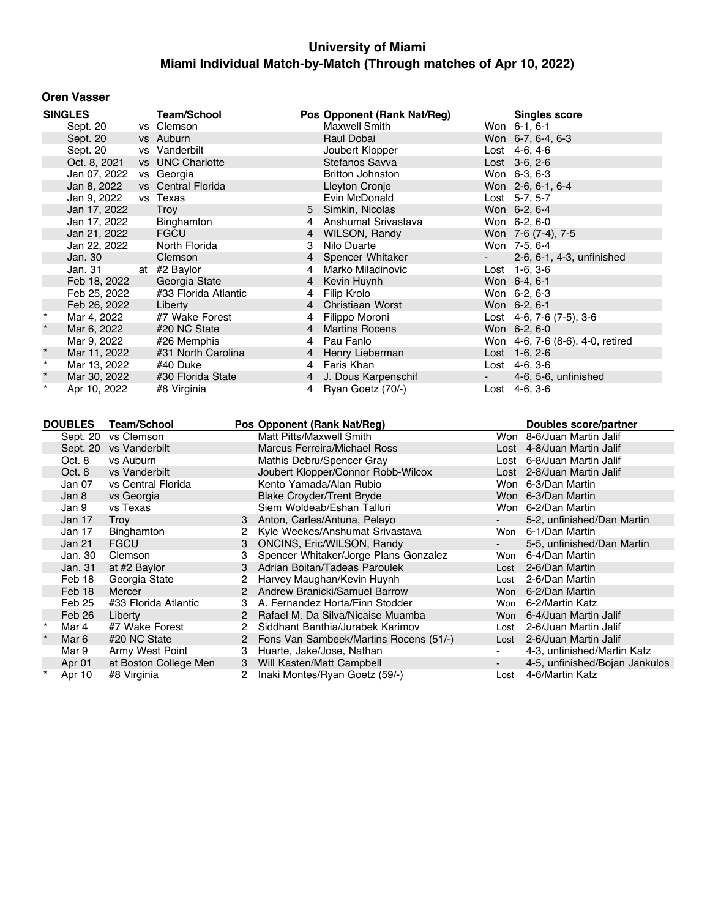# University of Miami
## Miami Individual Match-by-Match (Through matches of Apr 10, 2022)

### Oren Vasser

| SINGLES | | Team/School | Pos | Opponent (Rank Nat/Reg) | | Singles score |
|---|---|---|---|---|---|---|
| | Sept. 20 | vs Clemson | | Maxwell Smith | Won | 6-1, 6-1 |
| | Sept. 20 | vs Auburn | | Raul Dobai | Won | 6-7, 6-4, 6-3 |
| | Sept. 20 | vs Vanderbilt | | Joubert Klopper | Lost | 4-6, 4-6 |
| | Oct. 8, 2021 | vs UNC Charlotte | | Stefanos Savva | Lost | 3-6, 2-6 |
| | Jan 07, 2022 | vs Georgia | | Britton Johnston | Won | 6-3, 6-3 |
| | Jan 8, 2022 | vs Central Florida | | Lleyton Cronje | Won | 2-6, 6-1, 6-4 |
| | Jan 9, 2022 | vs Texas | | Evin McDonald | Lost | 5-7, 5-7 |
| | Jan 17, 2022 | Troy | 5 | Simkin, Nicolas | Won | 6-2, 6-4 |
| | Jan 17, 2022 | Binghamton | 4 | Anshumat Srivastava | Won | 6-2, 6-0 |
| | Jan 21, 2022 | FGCU | 4 | WILSON, Randy | Won | 7-6 (7-4), 7-5 |
| | Jan 22, 2022 | North Florida | 3 | Nilo Duarte | Won | 7-5, 6-4 |
| | Jan. 30 | Clemson | 4 | Spencer Whitaker | - | 2-6, 6-1, 4-3, unfinished |
| | Jan. 31 | at #2 Baylor | 4 | Marko Miladinovic | Lost | 1-6, 3-6 |
| | Feb 18, 2022 | Georgia State | 4 | Kevin Huynh | Won | 6-4, 6-1 |
| | Feb 25, 2022 | #33 Florida Atlantic | 4 | Filip Krolo | Won | 6-2, 6-3 |
| | Feb 26, 2022 | Liberty | 4 | Christiaan Worst | Won | 6-2, 6-1 |
| * | Mar 4, 2022 | #7 Wake Forest | 4 | Filippo Moroni | Lost | 4-6, 7-6 (7-5), 3-6 |
| * | Mar 6, 2022 | #20 NC State | 4 | Martins Rocens | Won | 6-2, 6-0 |
| | Mar 9, 2022 | #26 Memphis | 4 | Pau Fanlo | Won | 4-6, 7-6 (8-6), 4-0, retired |
| * | Mar 11, 2022 | #31 North Carolina | 4 | Henry Lieberman | Lost | 1-6, 2-6 |
| * | Mar 13, 2022 | #40 Duke | 4 | Faris Khan | Lost | 4-6, 3-6 |
| * | Mar 30, 2022 | #30 Florida State | 4 | J. Dous Karpenschif | - | 4-6, 5-6, unfinished |
| * | Apr 10, 2022 | #8 Virginia | 4 | Ryan Goetz (70/-) | Lost | 4-6, 3-6 |

| DOUBLES | | Team/School | Pos | Opponent (Rank Nat/Reg) | | Doubles score/partner |
|---|---|---|---|---|---|---|
| | Sept. 20 | vs Clemson | | Matt Pitts/Maxwell Smith | Won | 8-6/Juan Martin Jalif |
| | Sept. 20 | vs Vanderbilt | | Marcus Ferreira/Michael Ross | Lost | 4-8/Juan Martin Jalif |
| | Oct. 8 | vs Auburn | | Mathis Debru/Spencer Gray | Lost | 6-8/Juan Martin Jalif |
| | Oct. 8 | vs Vanderbilt | | Joubert Klopper/Connor Robb-Wilcox | Lost | 2-8/Juan Martin Jalif |
| | Jan 07 | vs Central Florida | | Kento Yamada/Alan Rubio | Won | 6-3/Dan Martin |
| | Jan 8 | vs Georgia | | Blake Croyder/Trent Bryde | Won | 6-3/Dan Martin |
| | Jan 9 | vs Texas | | Siem Woldeab/Eshan Talluri | Won | 6-2/Dan Martin |
| | Jan 17 | Troy | 3 | Anton, Carles/Antuna, Pelayo | - | 5-2, unfinished/Dan Martin |
| | Jan 17 | Binghamton | 2 | Kyle Weekes/Anshumat Srivastava | Won | 6-1/Dan Martin |
| | Jan 21 | FGCU | 3 | ONCINS, Eric/WILSON, Randy | - | 5-5, unfinished/Dan Martin |
| | Jan. 30 | Clemson | 3 | Spencer Whitaker/Jorge Plans Gonzalez | Won | 6-4/Dan Martin |
| | Jan. 31 | at #2 Baylor | 3 | Adrian Boitan/Tadeas Paroulek | Lost | 2-6/Dan Martin |
| | Feb 18 | Georgia State | 2 | Harvey Maughan/Kevin Huynh | Lost | 2-6/Dan Martin |
| | Feb 18 | Mercer | 2 | Andrew Branicki/Samuel Barrow | Won | 6-2/Dan Martin |
| | Feb 25 | #33 Florida Atlantic | 3 | A. Fernandez Horta/Finn Stodder | Won | 6-2/Martin Katz |
| | Feb 26 | Liberty | 2 | Rafael M. Da Silva/Nicaise Muamba | Won | 6-4/Juan Martin Jalif |
| * | Mar 4 | #7 Wake Forest | 2 | Siddhant Banthia/Jurabek Karimov | Lost | 2-6/Juan Martin Jalif |
| * | Mar 6 | #20 NC State | 2 | Fons Van Sambeek/Martins Rocens (51/-) | Lost | 2-6/Juan Martin Jalif |
| | Mar 9 | Army West Point | 3 | Huarte, Jake/Jose, Nathan | - | 4-3, unfinished/Martin Katz |
| | Apr 01 | at Boston College Men | 3 | Will Kasten/Matt Campbell | - | 4-5, unfinished/Bojan Jankulos |
| * | Apr 10 | #8 Virginia | 2 | Inaki Montes/Ryan Goetz (59/-) | Lost | 4-6/Martin Katz |